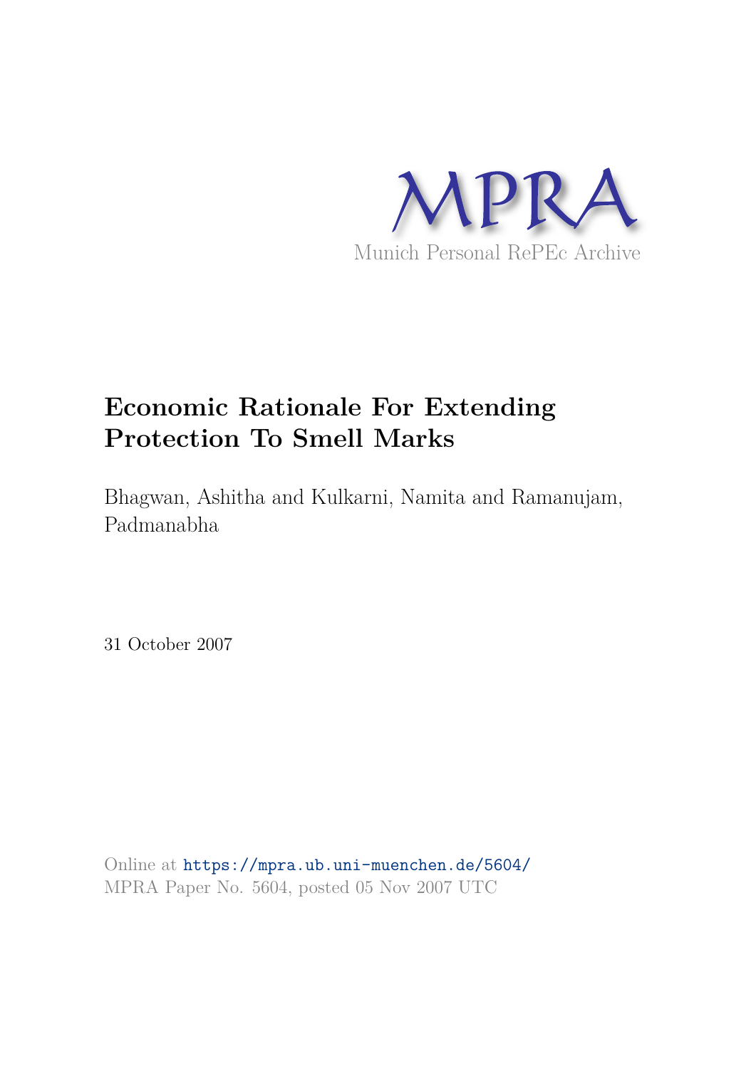MPRA

Munich Personal RePEc Archive

# Economic Rationale For Extending Protection To Smell Marks

Bhagwan, Ashitha and Kulkarni, Namita and Ramanujam, Padmanabha

31 October 2007

Online at https://mpra.ub.uni-muenchen.de/5604/
MPRA Paper No. 5604, posted 05 Nov 2007 UTC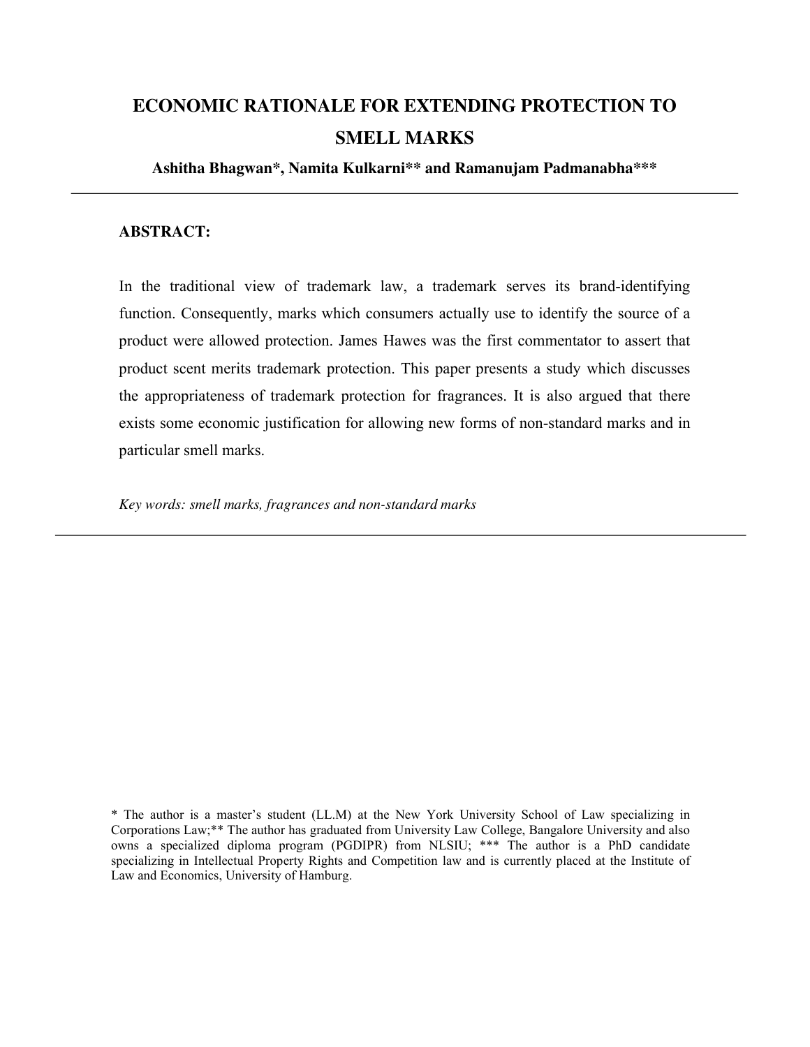# ECONOMIC RATIONALE FOR EXTENDING PROTECTION TO SMELL MARKS

**Ashitha Bhagwan*, Namita Kulkarni** and Ramanujam Padmanabha*****

---

**ABSTRACT:**

In the traditional view of trademark law, a trademark serves its brand-identifying function. Consequently, marks which consumers actually use to identify the source of a product were allowed protection. James Hawes was the first commentator to assert that product scent merits trademark protection. This paper presents a study which discusses the appropriateness of trademark protection for fragrances. It is also argued that there exists some economic justification for allowing new forms of non-standard marks and in particular smell marks.

*Key words: smell marks, fragrances and non-standard marks*

---

* The author is a master's student (LL.M) at the New York University School of Law specializing in Corporations Law;** The author has graduated from University Law College, Bangalore University and also owns a specialized diploma program (PGDIPR) from NLSIU; *** The author is a PhD candidate specializing in Intellectual Property Rights and Competition law and is currently placed at the Institute of Law and Economics, University of Hamburg.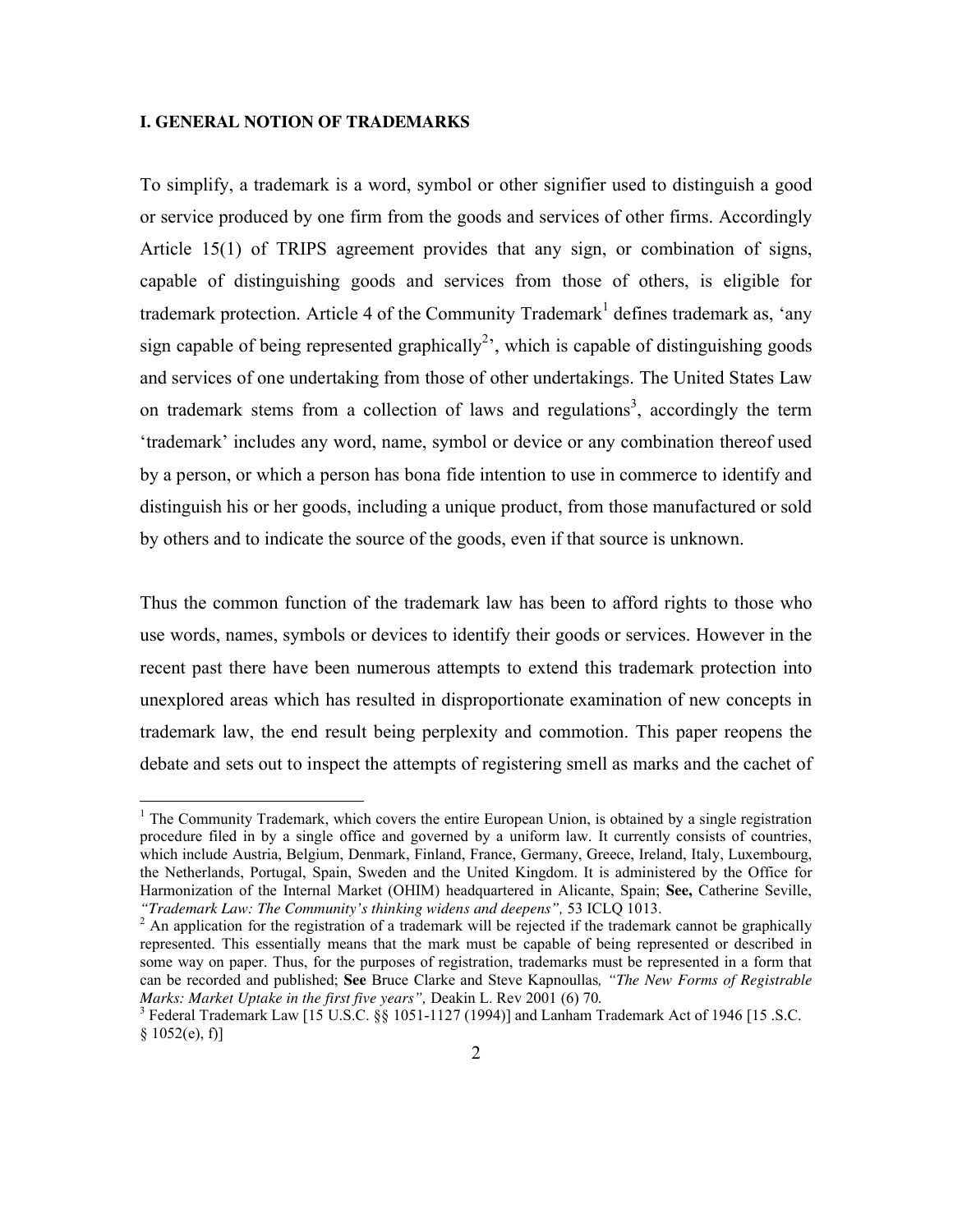## I. GENERAL NOTION OF TRADEMARKS

To simplify, a trademark is a word, symbol or other signifier used to distinguish a good or service produced by one firm from the goods and services of other firms. Accordingly Article 15(1) of TRIPS agreement provides that any sign, or combination of signs, capable of distinguishing goods and services from those of others, is eligible for trademark protection. Article 4 of the Community Trademark[1] defines trademark as, 'any sign capable of being represented graphically[2]', which is capable of distinguishing goods and services of one undertaking from those of other undertakings. The United States Law on trademark stems from a collection of laws and regulations[3], accordingly the term 'trademark' includes any word, name, symbol or device or any combination thereof used by a person, or which a person has bona fide intention to use in commerce to identify and distinguish his or her goods, including a unique product, from those manufactured or sold by others and to indicate the source of the goods, even if that source is unknown.

Thus the common function of the trademark law has been to afford rights to those who use words, names, symbols or devices to identify their goods or services. However in the recent past there have been numerous attempts to extend this trademark protection into unexplored areas which has resulted in disproportionate examination of new concepts in trademark law, the end result being perplexity and commotion. This paper reopens the debate and sets out to inspect the attempts of registering smell as marks and the cachet of

---

[1] The Community Trademark, which covers the entire European Union, is obtained by a single registration procedure filed in by a single office and governed by a uniform law. It currently consists of countries, which include Austria, Belgium, Denmark, Finland, France, Germany, Greece, Ireland, Italy, Luxembourg, the Netherlands, Portugal, Spain, Sweden and the United Kingdom. It is administered by the Office for Harmonization of the Internal Market (OHIM) headquartered in Alicante, Spain; **See,** Catherine Seville, *"Trademark Law: The Community's thinking widens and deepens",* 53 ICLQ 1013.

[2] An application for the registration of a trademark will be rejected if the trademark cannot be graphically represented. This essentially means that the mark must be capable of being represented or described in some way on paper. Thus, for the purposes of registration, trademarks must be represented in a form that can be recorded and published; **See** Bruce Clarke and Steve Kapnoullas*, "The New Forms of Registrable Marks: Market Uptake in the first five years",* Deakin L. Rev 2001 (6) 70*.*

[3] Federal Trademark Law [15 U.S.C. §§ 1051-1127 (1994)] and Lanham Trademark Act of 1946 [15 .S.C. § 1052(e), f)]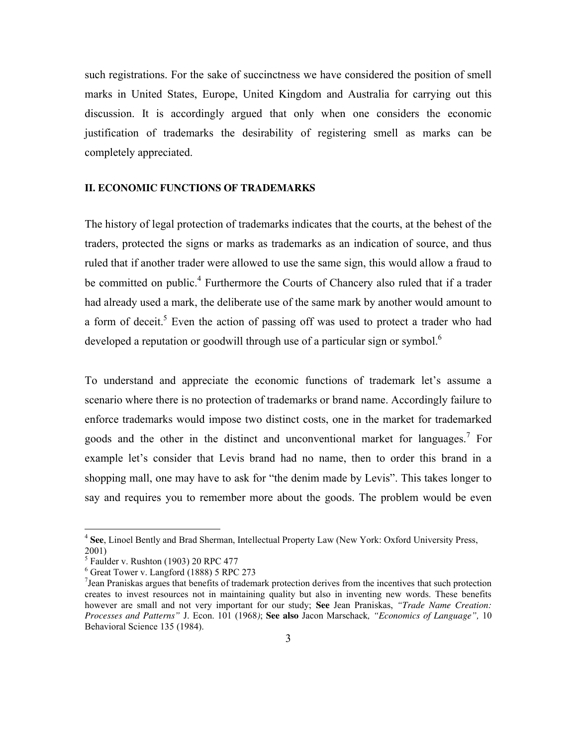such registrations. For the sake of succinctness we have considered the position of smell marks in United States, Europe, United Kingdom and Australia for carrying out this discussion. It is accordingly argued that only when one considers the economic justification of trademarks the desirability of registering smell as marks can be completely appreciated.

## II. ECONOMIC FUNCTIONS OF TRADEMARKS

The history of legal protection of trademarks indicates that the courts, at the behest of the traders, protected the signs or marks as trademarks as an indication of source, and thus ruled that if another trader were allowed to use the same sign, this would allow a fraud to be committed on public.[4] Furthermore the Courts of Chancery also ruled that if a trader had already used a mark, the deliberate use of the same mark by another would amount to a form of deceit.[5] Even the action of passing off was used to protect a trader who had developed a reputation or goodwill through use of a particular sign or symbol.[6]

To understand and appreciate the economic functions of trademark let's assume a scenario where there is no protection of trademarks or brand name. Accordingly failure to enforce trademarks would impose two distinct costs, one in the market for trademarked goods and the other in the distinct and unconventional market for languages.[7] For example let's consider that Levis brand had no name, then to order this brand in a shopping mall, one may have to ask for "the denim made by Levis". This takes longer to say and requires you to remember more about the goods. The problem would be even

---

[4] **See**, Linoel Bently and Brad Sherman, Intellectual Property Law (New York: Oxford University Press, 2001)

[5] Faulder v. Rushton (1903) 20 RPC 477

[6] Great Tower v. Langford (1888) 5 RPC 273

[7] Jean Praniskas argues that benefits of trademark protection derives from the incentives that such protection creates to invest resources not in maintaining quality but also in inventing new words. These benefits however are small and not very important for our study; **See** Jean Praniskas, *"Trade Name Creation: Processes and Patterns"* J. Econ. 101 (1968); **See also** Jacon Marschack*, "Economics of Language",* 10 Behavioral Science 135 (1984).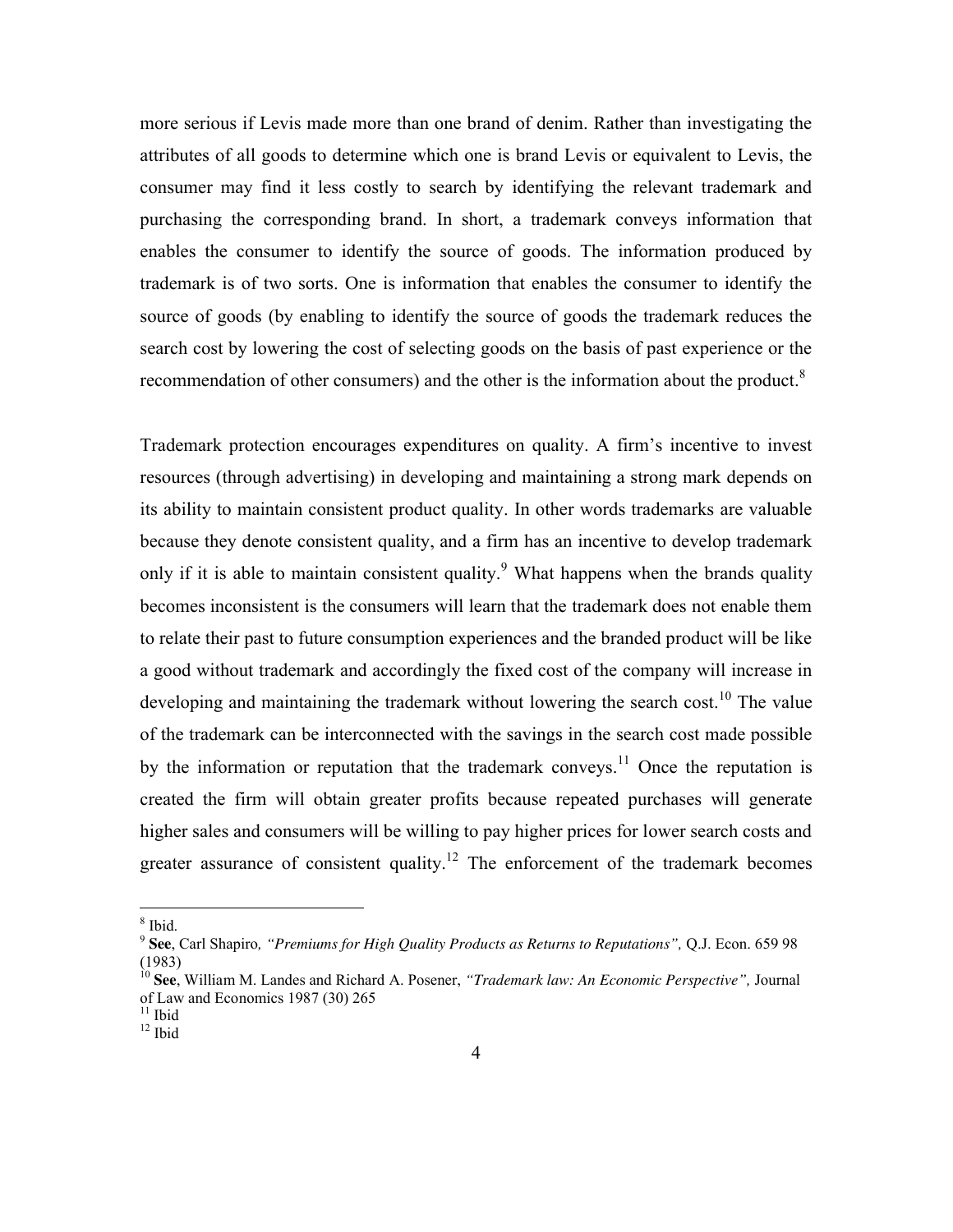more serious if Levis made more than one brand of denim. Rather than investigating the attributes of all goods to determine which one is brand Levis or equivalent to Levis, the consumer may find it less costly to search by identifying the relevant trademark and purchasing the corresponding brand. In short, a trademark conveys information that enables the consumer to identify the source of goods. The information produced by trademark is of two sorts. One is information that enables the consumer to identify the source of goods (by enabling to identify the source of goods the trademark reduces the search cost by lowering the cost of selecting goods on the basis of past experience or the recommendation of other consumers) and the other is the information about the product.[8]

Trademark protection encourages expenditures on quality. A firm's incentive to invest resources (through advertising) in developing and maintaining a strong mark depends on its ability to maintain consistent product quality. In other words trademarks are valuable because they denote consistent quality, and a firm has an incentive to develop trademark only if it is able to maintain consistent quality.[9] What happens when the brands quality becomes inconsistent is the consumers will learn that the trademark does not enable them to relate their past to future consumption experiences and the branded product will be like a good without trademark and accordingly the fixed cost of the company will increase in developing and maintaining the trademark without lowering the search cost.[10] The value of the trademark can be interconnected with the savings in the search cost made possible by the information or reputation that the trademark conveys.[11] Once the reputation is created the firm will obtain greater profits because repeated purchases will generate higher sales and consumers will be willing to pay higher prices for lower search costs and greater assurance of consistent quality.[12] The enforcement of the trademark becomes

---

[8] Ibid.

[9] **See**, Carl Shapiro*, "Premiums for High Quality Products as Returns to Reputations",* Q.J. Econ. 659 98 (1983)

[10] **See**, William M. Landes and Richard A. Posener, *"Trademark law: An Economic Perspective",* Journal of Law and Economics 1987 (30) 265

[11] Ibid

[12] Ibid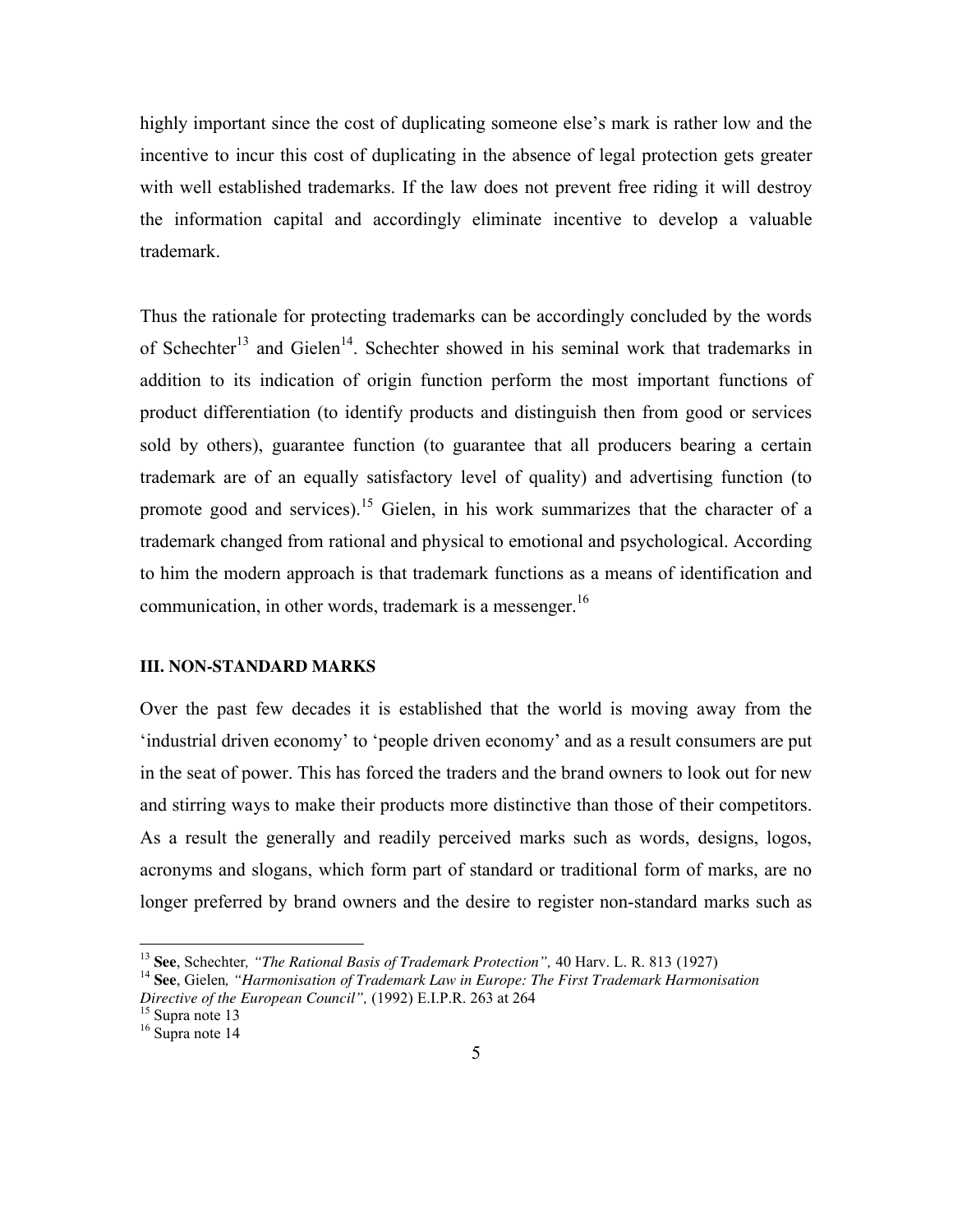highly important since the cost of duplicating someone else's mark is rather low and the incentive to incur this cost of duplicating in the absence of legal protection gets greater with well established trademarks. If the law does not prevent free riding it will destroy the information capital and accordingly eliminate incentive to develop a valuable trademark.

Thus the rationale for protecting trademarks can be accordingly concluded by the words of Schechter[13] and Gielen[14]. Schechter showed in his seminal work that trademarks in addition to its indication of origin function perform the most important functions of product differentiation (to identify products and distinguish then from good or services sold by others), guarantee function (to guarantee that all producers bearing a certain trademark are of an equally satisfactory level of quality) and advertising function (to promote good and services).[15] Gielen, in his work summarizes that the character of a trademark changed from rational and physical to emotional and psychological. According to him the modern approach is that trademark functions as a means of identification and communication, in other words, trademark is a messenger.[16]

### III. NON-STANDARD MARKS

Over the past few decades it is established that the world is moving away from the 'industrial driven economy' to 'people driven economy' and as a result consumers are put in the seat of power. This has forced the traders and the brand owners to look out for new and stirring ways to make their products more distinctive than those of their competitors. As a result the generally and readily perceived marks such as words, designs, logos, acronyms and slogans, which form part of standard or traditional form of marks, are no longer preferred by brand owners and the desire to register non-standard marks such as

---

[13] **See**, Schechter, *"The Rational Basis of Trademark Protection",* 40 Harv. L. R. 813 (1927)

[14] **See**, Gielen, *"Harmonisation of Trademark Law in Europe: The First Trademark Harmonisation Directive of the European Council",* (1992) E.I.P.R. 263 at 264

[15] Supra note 13

[16] Supra note 14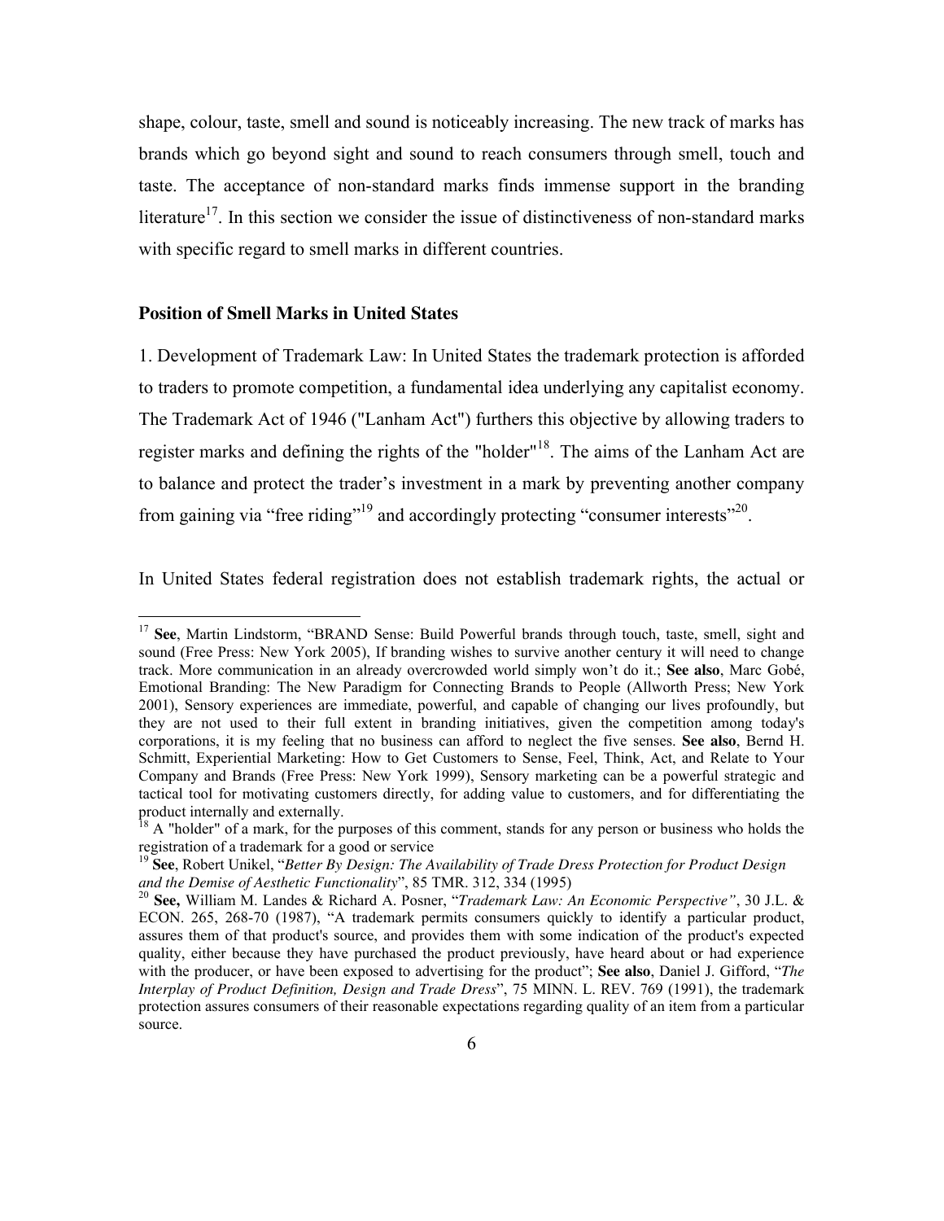shape, colour, taste, smell and sound is noticeably increasing. The new track of marks has brands which go beyond sight and sound to reach consumers through smell, touch and taste. The acceptance of non-standard marks finds immense support in the branding literature[17]. In this section we consider the issue of distinctiveness of non-standard marks with specific regard to smell marks in different countries.

**Position of Smell Marks in United States**

1. Development of Trademark Law: In United States the trademark protection is afforded to traders to promote competition, a fundamental idea underlying any capitalist economy. The Trademark Act of 1946 ("Lanham Act") furthers this objective by allowing traders to register marks and defining the rights of the "holder"[18]. The aims of the Lanham Act are to balance and protect the trader's investment in a mark by preventing another company from gaining via "free riding"[19] and accordingly protecting "consumer interests"[20].

In United States federal registration does not establish trademark rights, the actual or

---

[17] **See**, Martin Lindstorm, "BRAND Sense: Build Powerful brands through touch, taste, smell, sight and sound (Free Press: New York 2005), If branding wishes to survive another century it will need to change track. More communication in an already overcrowded world simply won't do it.; **See also**, Marc Gobé, Emotional Branding: The New Paradigm for Connecting Brands to People (Allworth Press; New York 2001), Sensory experiences are immediate, powerful, and capable of changing our lives profoundly, but they are not used to their full extent in branding initiatives, given the competition among today's corporations, it is my feeling that no business can afford to neglect the five senses. **See also**, Bernd H. Schmitt, Experiential Marketing: How to Get Customers to Sense, Feel, Think, Act, and Relate to Your Company and Brands (Free Press: New York 1999), Sensory marketing can be a powerful strategic and tactical tool for motivating customers directly, for adding value to customers, and for differentiating the product internally and externally.

[18] A "holder" of a mark, for the purposes of this comment, stands for any person or business who holds the registration of a trademark for a good or service

[19] **See**, Robert Unikel, "*Better By Design: The Availability of Trade Dress Protection for Product Design and the Demise of Aesthetic Functionality*", 85 TMR. 312, 334 (1995)

[20] **See,** William M. Landes & Richard A. Posner, "*Trademark Law: An Economic Perspective"*, 30 J.L. & ECON. 265, 268-70 (1987), "A trademark permits consumers quickly to identify a particular product, assures them of that product's source, and provides them with some indication of the product's expected quality, either because they have purchased the product previously, have heard about or had experience with the producer, or have been exposed to advertising for the product"; **See also**, Daniel J. Gifford, "*The Interplay of Product Definition, Design and Trade Dress*", 75 MINN. L. REV. 769 (1991), the trademark protection assures consumers of their reasonable expectations regarding quality of an item from a particular source.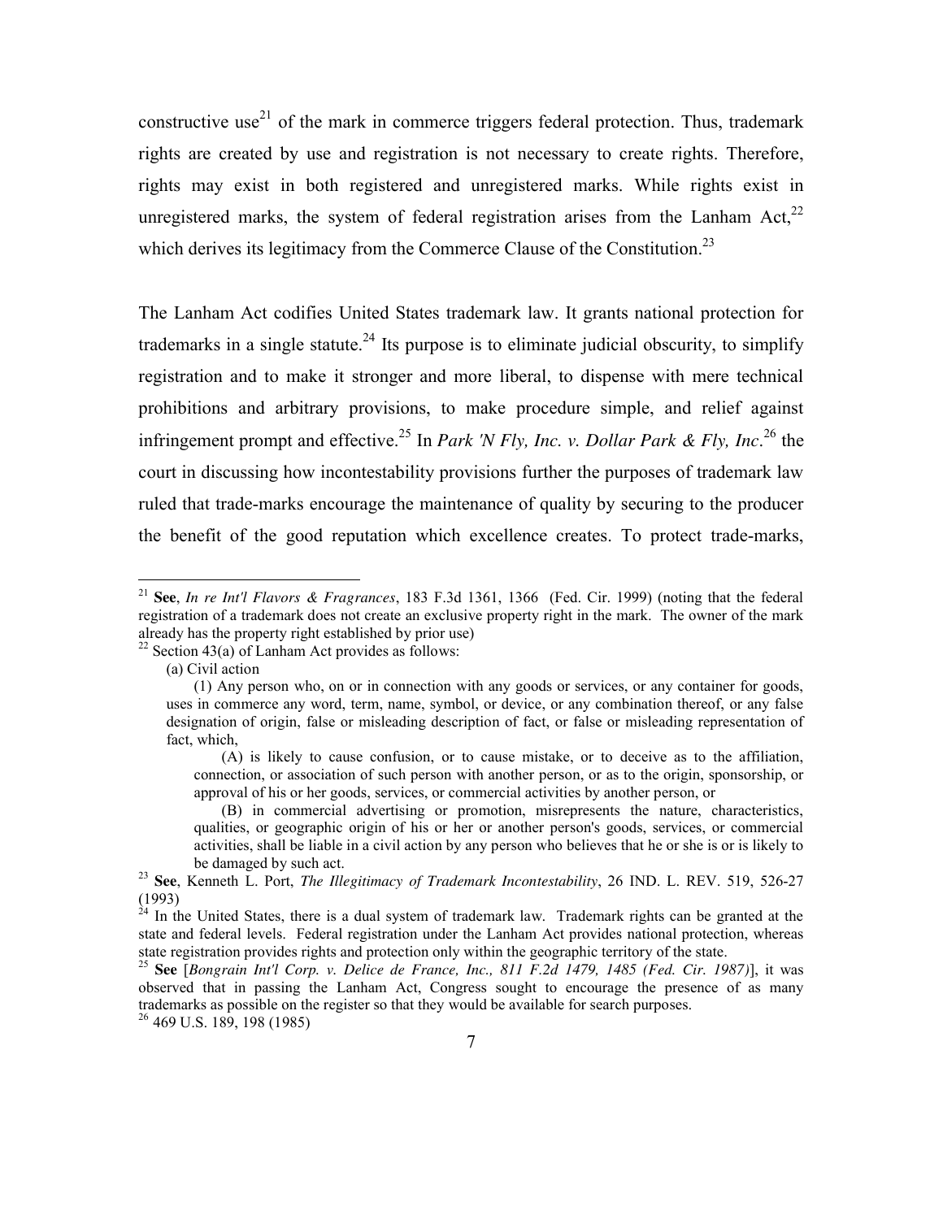constructive use[21] of the mark in commerce triggers federal protection. Thus, trademark rights are created by use and registration is not necessary to create rights. Therefore, rights may exist in both registered and unregistered marks. While rights exist in unregistered marks, the system of federal registration arises from the Lanham Act,[22] which derives its legitimacy from the Commerce Clause of the Constitution.[23]

The Lanham Act codifies United States trademark law. It grants national protection for trademarks in a single statute.[24] Its purpose is to eliminate judicial obscurity, to simplify registration and to make it stronger and more liberal, to dispense with mere technical prohibitions and arbitrary provisions, to make procedure simple, and relief against infringement prompt and effective.[25] In *Park 'N Fly, Inc. v. Dollar Park & Fly, Inc*.[26] the court in discussing how incontestability provisions further the purposes of trademark law ruled that trade-marks encourage the maintenance of quality by securing to the producer the benefit of the good reputation which excellence creates. To protect trade-marks,

---

[21] **See**, *In re Int'l Flavors & Fragrances*, 183 F.3d 1361, 1366 (Fed. Cir. 1999) (noting that the federal registration of a trademark does not create an exclusive property right in the mark. The owner of the mark already has the property right established by prior use)

[22] Section 43(a) of Lanham Act provides as follows:

> (a) Civil action
>
> (1) Any person who, on or in connection with any goods or services, or any container for goods, uses in commerce any word, term, name, symbol, or device, or any combination thereof, or any false designation of origin, false or misleading description of fact, or false or misleading representation of fact, which,
>
> (A) is likely to cause confusion, or to cause mistake, or to deceive as to the affiliation, connection, or association of such person with another person, or as to the origin, sponsorship, or approval of his or her goods, services, or commercial activities by another person, or
>
> (B) in commercial advertising or promotion, misrepresents the nature, characteristics, qualities, or geographic origin of his or her or another person's goods, services, or commercial activities, shall be liable in a civil action by any person who believes that he or she is or is likely to be damaged by such act.

[23] **See**, Kenneth L. Port, *The Illegitimacy of Trademark Incontestability*, 26 IND. L. REV. 519, 526-27 (1993)

[24] In the United States, there is a dual system of trademark law. Trademark rights can be granted at the state and federal levels. Federal registration under the Lanham Act provides national protection, whereas state registration provides rights and protection only within the geographic territory of the state.

[25] **See** [*Bongrain Int'l Corp. v. Delice de France, Inc., 811 F.2d 1479, 1485 (Fed. Cir. 1987)*], it was observed that in passing the Lanham Act, Congress sought to encourage the presence of as many trademarks as possible on the register so that they would be available for search purposes.

[26] 469 U.S. 189, 198 (1985)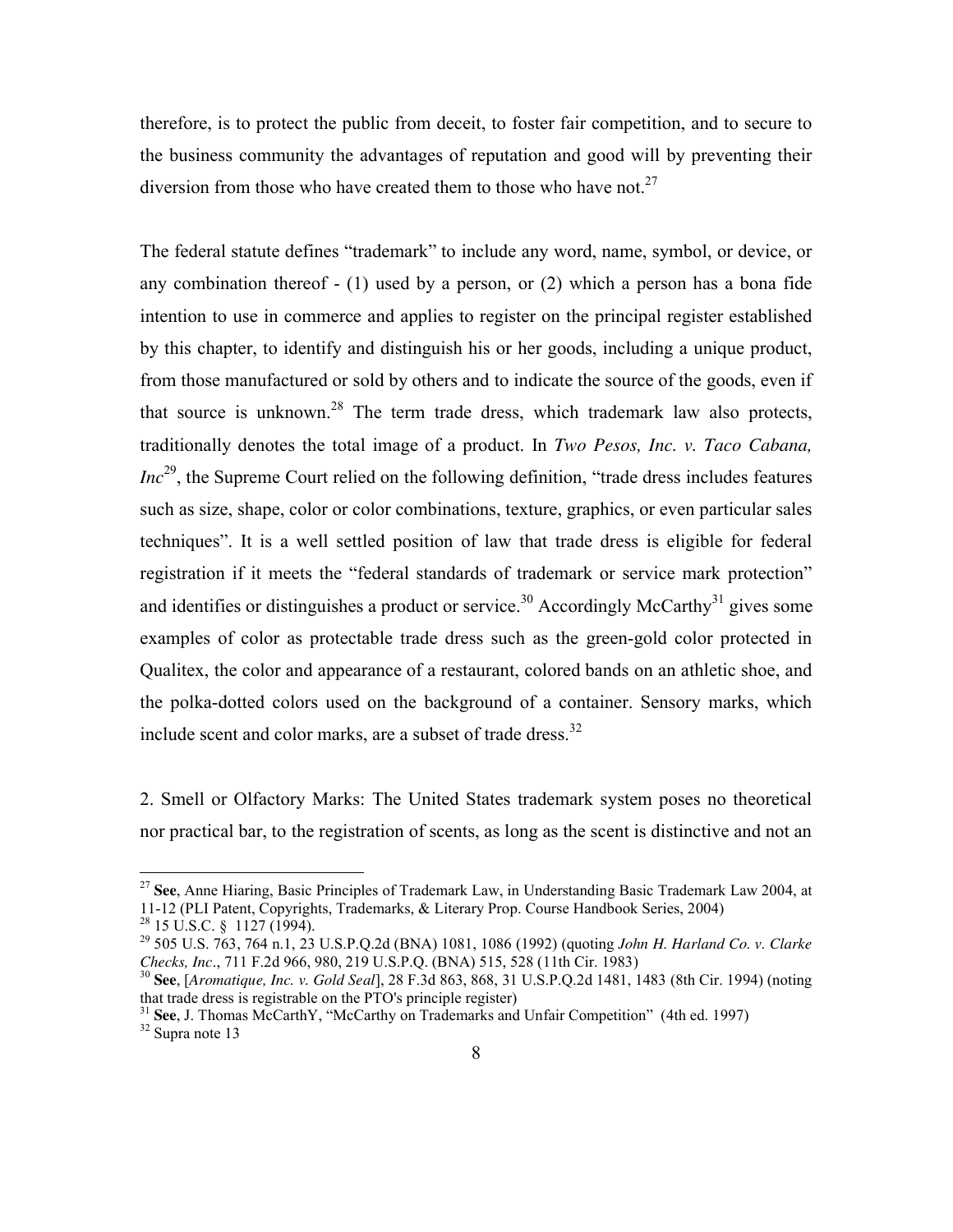therefore, is to protect the public from deceit, to foster fair competition, and to secure to the business community the advantages of reputation and good will by preventing their diversion from those who have created them to those who have not.[27]

The federal statute defines "trademark" to include any word, name, symbol, or device, or any combination thereof - (1) used by a person, or (2) which a person has a bona fide intention to use in commerce and applies to register on the principal register established by this chapter, to identify and distinguish his or her goods, including a unique product, from those manufactured or sold by others and to indicate the source of the goods, even if that source is unknown.[28] The term trade dress, which trademark law also protects, traditionally denotes the total image of a product. In *Two Pesos, Inc. v. Taco Cabana, Inc*[29], the Supreme Court relied on the following definition, "trade dress includes features such as size, shape, color or color combinations, texture, graphics, or even particular sales techniques". It is a well settled position of law that trade dress is eligible for federal registration if it meets the "federal standards of trademark or service mark protection" and identifies or distinguishes a product or service.[30] Accordingly McCarthy[31] gives some examples of color as protectable trade dress such as the green-gold color protected in Qualitex, the color and appearance of a restaurant, colored bands on an athletic shoe, and the polka-dotted colors used on the background of a container. Sensory marks, which include scent and color marks, are a subset of trade dress.[32]

2. Smell or Olfactory Marks: The United States trademark system poses no theoretical nor practical bar, to the registration of scents, as long as the scent is distinctive and not an

---

[27] **See**, Anne Hiaring, Basic Principles of Trademark Law, in Understanding Basic Trademark Law 2004, at 11-12 (PLI Patent, Copyrights, Trademarks, & Literary Prop. Course Handbook Series, 2004)

[28] 15 U.S.C. § 1127 (1994).

[29] 505 U.S. 763, 764 n.1, 23 U.S.P.Q.2d (BNA) 1081, 1086 (1992) (quoting *John H. Harland Co. v. Clarke Checks, Inc*., 711 F.2d 966, 980, 219 U.S.P.Q. (BNA) 515, 528 (11th Cir. 1983)

[30] **See**, [*Aromatique, Inc. v. Gold Seal*], 28 F.3d 863, 868, 31 U.S.P.Q.2d 1481, 1483 (8th Cir. 1994) (noting that trade dress is registrable on the PTO's principle register)

[31] **See**, J. Thomas McCarthY, "McCarthy on Trademarks and Unfair Competition" (4th ed. 1997)

[32] Supra note 13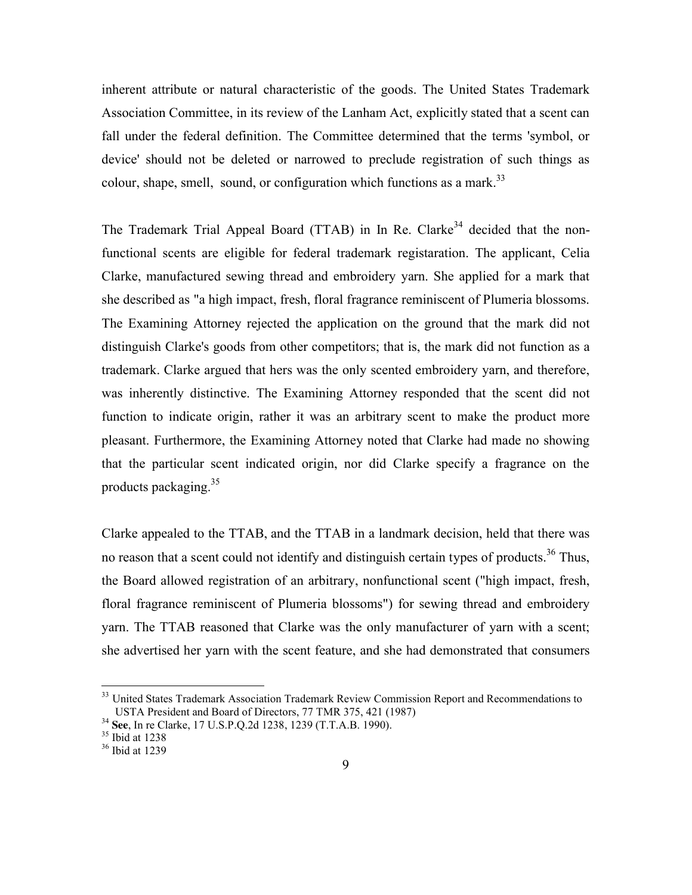inherent attribute or natural characteristic of the goods. The United States Trademark Association Committee, in its review of the Lanham Act, explicitly stated that a scent can fall under the federal definition. The Committee determined that the terms 'symbol, or device' should not be deleted or narrowed to preclude registration of such things as colour, shape, smell, sound, or configuration which functions as a mark.[33]

The Trademark Trial Appeal Board (TTAB) in In Re. Clarke[34] decided that the non-functional scents are eligible for federal trademark registaration. The applicant, Celia Clarke, manufactured sewing thread and embroidery yarn. She applied for a mark that she described as "a high impact, fresh, floral fragrance reminiscent of Plumeria blossoms. The Examining Attorney rejected the application on the ground that the mark did not distinguish Clarke's goods from other competitors; that is, the mark did not function as a trademark. Clarke argued that hers was the only scented embroidery yarn, and therefore, was inherently distinctive. The Examining Attorney responded that the scent did not function to indicate origin, rather it was an arbitrary scent to make the product more pleasant. Furthermore, the Examining Attorney noted that Clarke had made no showing that the particular scent indicated origin, nor did Clarke specify a fragrance on the products packaging.[35]

Clarke appealed to the TTAB, and the TTAB in a landmark decision, held that there was no reason that a scent could not identify and distinguish certain types of products.[36] Thus, the Board allowed registration of an arbitrary, nonfunctional scent ("high impact, fresh, floral fragrance reminiscent of Plumeria blossoms") for sewing thread and embroidery yarn. The TTAB reasoned that Clarke was the only manufacturer of yarn with a scent; she advertised her yarn with the scent feature, and she had demonstrated that consumers

---

[33] United States Trademark Association Trademark Review Commission Report and Recommendations to USTA President and Board of Directors, 77 TMR 375, 421 (1987)

[34] **See**, In re Clarke, 17 U.S.P.Q.2d 1238, 1239 (T.T.A.B. 1990).

[35] Ibid at 1238

[36] Ibid at 1239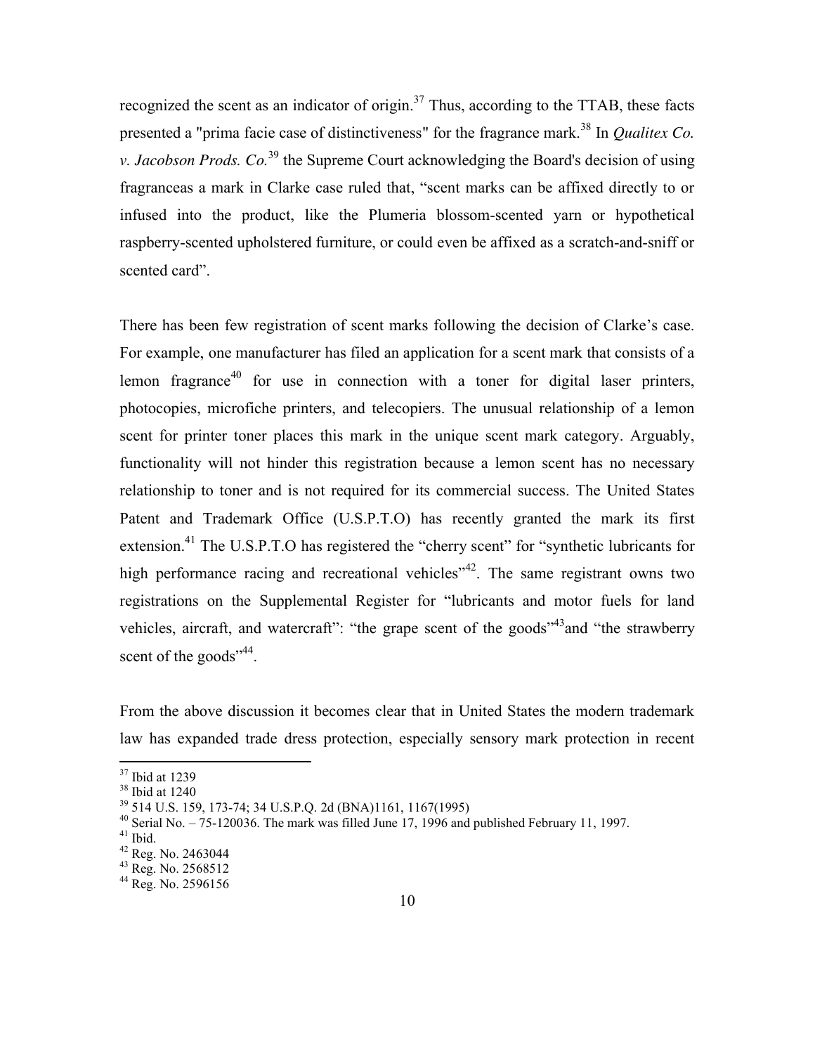recognized the scent as an indicator of origin.[37] Thus, according to the TTAB, these facts presented a "prima facie case of distinctiveness" for the fragrance mark.[38] In *Qualitex Co. v. Jacobson Prods. Co.*[39] the Supreme Court acknowledging the Board's decision of using fragranceas a mark in Clarke case ruled that, "scent marks can be affixed directly to or infused into the product, like the Plumeria blossom-scented yarn or hypothetical raspberry-scented upholstered furniture, or could even be affixed as a scratch-and-sniff or scented card".

There has been few registration of scent marks following the decision of Clarke's case. For example, one manufacturer has filed an application for a scent mark that consists of a lemon fragrance[40] for use in connection with a toner for digital laser printers, photocopies, microfiche printers, and telecopiers. The unusual relationship of a lemon scent for printer toner places this mark in the unique scent mark category. Arguably, functionality will not hinder this registration because a lemon scent has no necessary relationship to toner and is not required for its commercial success. The United States Patent and Trademark Office (U.S.P.T.O) has recently granted the mark its first extension.[41] The U.S.P.T.O has registered the "cherry scent" for "synthetic lubricants for high performance racing and recreational vehicles"[42]. The same registrant owns two registrations on the Supplemental Register for "lubricants and motor fuels for land vehicles, aircraft, and watercraft": "the grape scent of the goods"[43]and "the strawberry scent of the goods"[44].

From the above discussion it becomes clear that in United States the modern trademark law has expanded trade dress protection, especially sensory mark protection in recent

---

[37] Ibid at 1239

[38] Ibid at 1240

[39] 514 U.S. 159, 173-74; 34 U.S.P.Q. 2d (BNA)1161, 1167(1995)

[40] Serial No. – 75-120036. The mark was filled June 17, 1996 and published February 11, 1997.

[41] Ibid.

[42] Reg. No. 2463044

[43] Reg. No. 2568512

[44] Reg. No. 2596156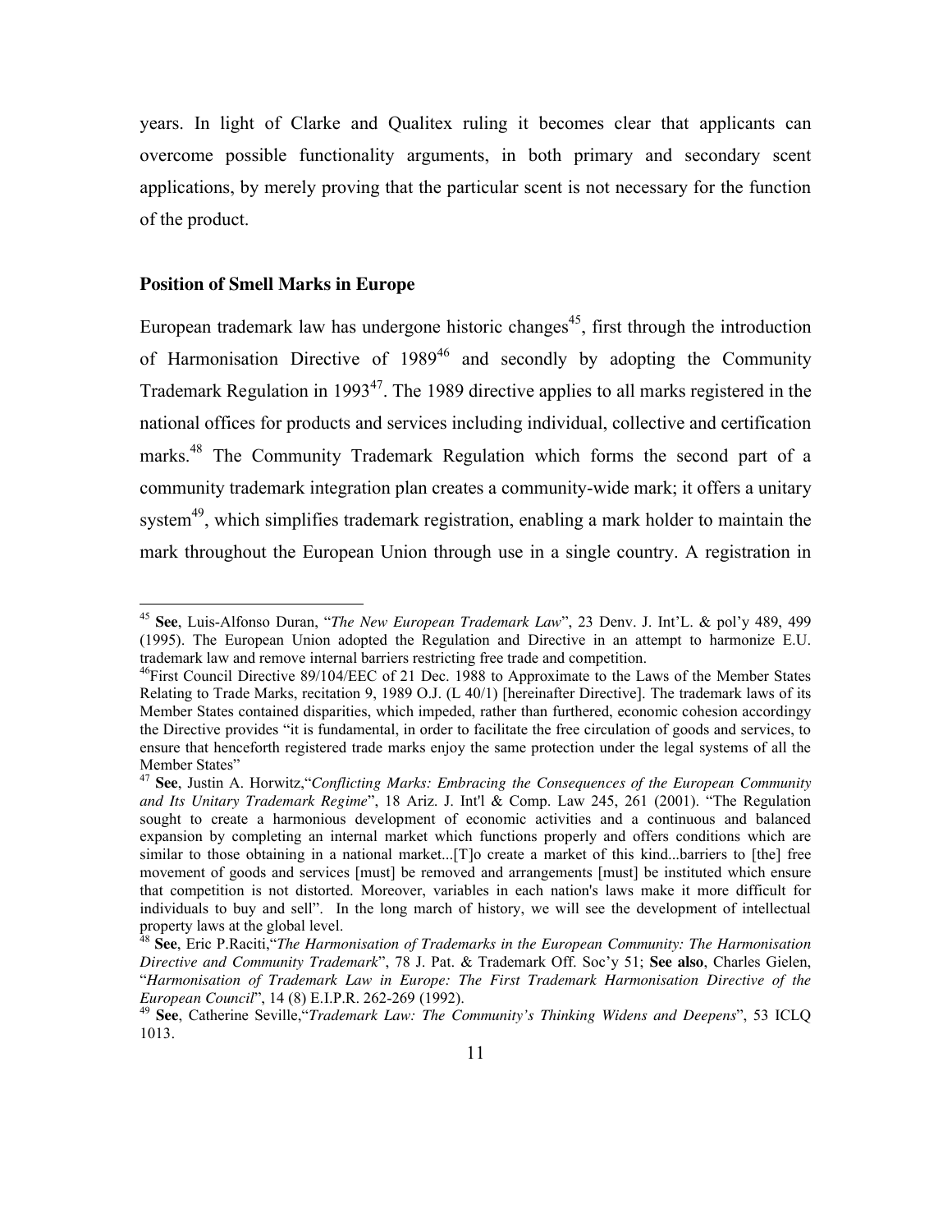years. In light of Clarke and Qualitex ruling it becomes clear that applicants can overcome possible functionality arguments, in both primary and secondary scent applications, by merely proving that the particular scent is not necessary for the function of the product.

### Position of Smell Marks in Europe

European trademark law has undergone historic changes[45], first through the introduction of Harmonisation Directive of 1989[46] and secondly by adopting the Community Trademark Regulation in 1993[47]. The 1989 directive applies to all marks registered in the national offices for products and services including individual, collective and certification marks.[48] The Community Trademark Regulation which forms the second part of a community trademark integration plan creates a community-wide mark; it offers a unitary system[49], which simplifies trademark registration, enabling a mark holder to maintain the mark throughout the European Union through use in a single country. A registration in

---

[45] **See**, Luis-Alfonso Duran, "*The New European Trademark Law*", 23 Denv. J. Int'L. & pol'y 489, 499 (1995). The European Union adopted the Regulation and Directive in an attempt to harmonize E.U. trademark law and remove internal barriers restricting free trade and competition.

[46] First Council Directive 89/104/EEC of 21 Dec. 1988 to Approximate to the Laws of the Member States Relating to Trade Marks, recitation 9, 1989 O.J. (L 40/1) [hereinafter Directive]. The trademark laws of its Member States contained disparities, which impeded, rather than furthered, economic cohesion accordingy the Directive provides "it is fundamental, in order to facilitate the free circulation of goods and services, to ensure that henceforth registered trade marks enjoy the same protection under the legal systems of all the Member States"

[47] **See**, Justin A. Horwitz, "*Conflicting Marks: Embracing the Consequences of the European Community and Its Unitary Trademark Regime*", 18 Ariz. J. Int'l & Comp. Law 245, 261 (2001). "The Regulation sought to create a harmonious development of economic activities and a continuous and balanced expansion by completing an internal market which functions properly and offers conditions which are similar to those obtaining in a national market...[T]o create a market of this kind...barriers to [the] free movement of goods and services [must] be removed and arrangements [must] be instituted which ensure that competition is not distorted. Moreover, variables in each nation's laws make it more difficult for individuals to buy and sell". In the long march of history, we will see the development of intellectual property laws at the global level.

[48] **See**, Eric P.Raciti, "*The Harmonisation of Trademarks in the European Community: The Harmonisation Directive and Community Trademark*", 78 J. Pat. & Trademark Off. Soc'y 51; **See also**, Charles Gielen, "*Harmonisation of Trademark Law in Europe: The First Trademark Harmonisation Directive of the European Council*", 14 (8) E.I.P.R. 262-269 (1992).

[49] **See**, Catherine Seville, "*Trademark Law: The Community's Thinking Widens and Deepens*", 53 ICLQ 1013.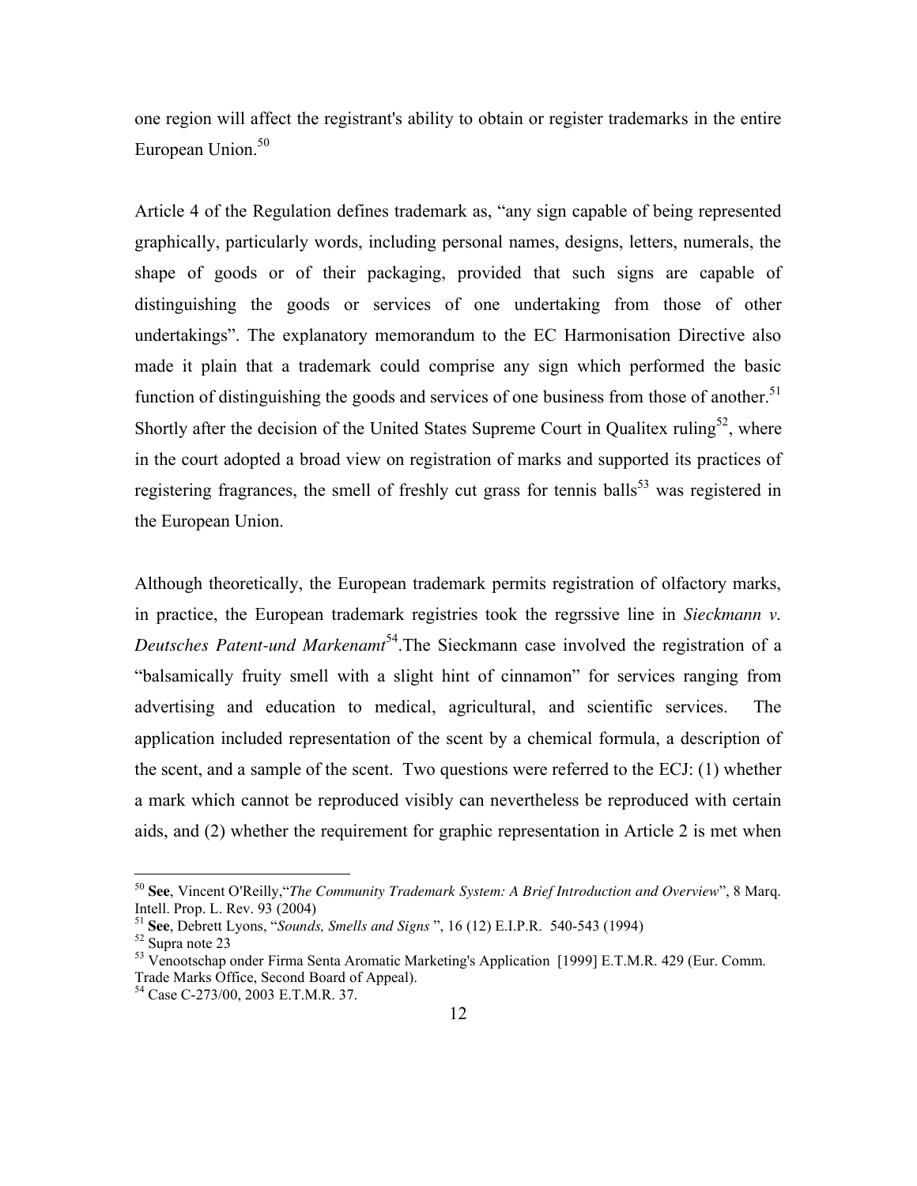one region will affect the registrant's ability to obtain or register trademarks in the entire European Union.[50]

Article 4 of the Regulation defines trademark as, "any sign capable of being represented graphically, particularly words, including personal names, designs, letters, numerals, the shape of goods or of their packaging, provided that such signs are capable of distinguishing the goods or services of one undertaking from those of other undertakings". The explanatory memorandum to the EC Harmonisation Directive also made it plain that a trademark could comprise any sign which performed the basic function of distinguishing the goods and services of one business from those of another.[51] Shortly after the decision of the United States Supreme Court in Qualitex ruling[52], where in the court adopted a broad view on registration of marks and supported its practices of registering fragrances, the smell of freshly cut grass for tennis balls[53] was registered in the European Union.

Although theoretically, the European trademark permits registration of olfactory marks, in practice, the European trademark registries took the regrssive line in *Sieckmann v. Deutsches Patent-und Markenamt*[54].The Sieckmann case involved the registration of a "balsamically fruity smell with a slight hint of cinnamon" for services ranging from advertising and education to medical, agricultural, and scientific services. The application included representation of the scent by a chemical formula, a description of the scent, and a sample of the scent. Two questions were referred to the ECJ: (1) whether a mark which cannot be reproduced visibly can nevertheless be reproduced with certain aids, and (2) whether the requirement for graphic representation in Article 2 is met when

---

[50] **See**, Vincent O'Reilly,"*The Community Trademark System: A Brief Introduction and Overview*", 8 Marq. Intell. Prop. L. Rev. 93 (2004)

[51] **See**, Debrett Lyons, "*Sounds, Smells and Signs* ", 16 (12) E.I.P.R. 540-543 (1994)

[52] Supra note 23

[53] Venootschap onder Firma Senta Aromatic Marketing's Application [1999] E.T.M.R. 429 (Eur. Comm. Trade Marks Office, Second Board of Appeal).

[54] Case C-273/00, 2003 E.T.M.R. 37.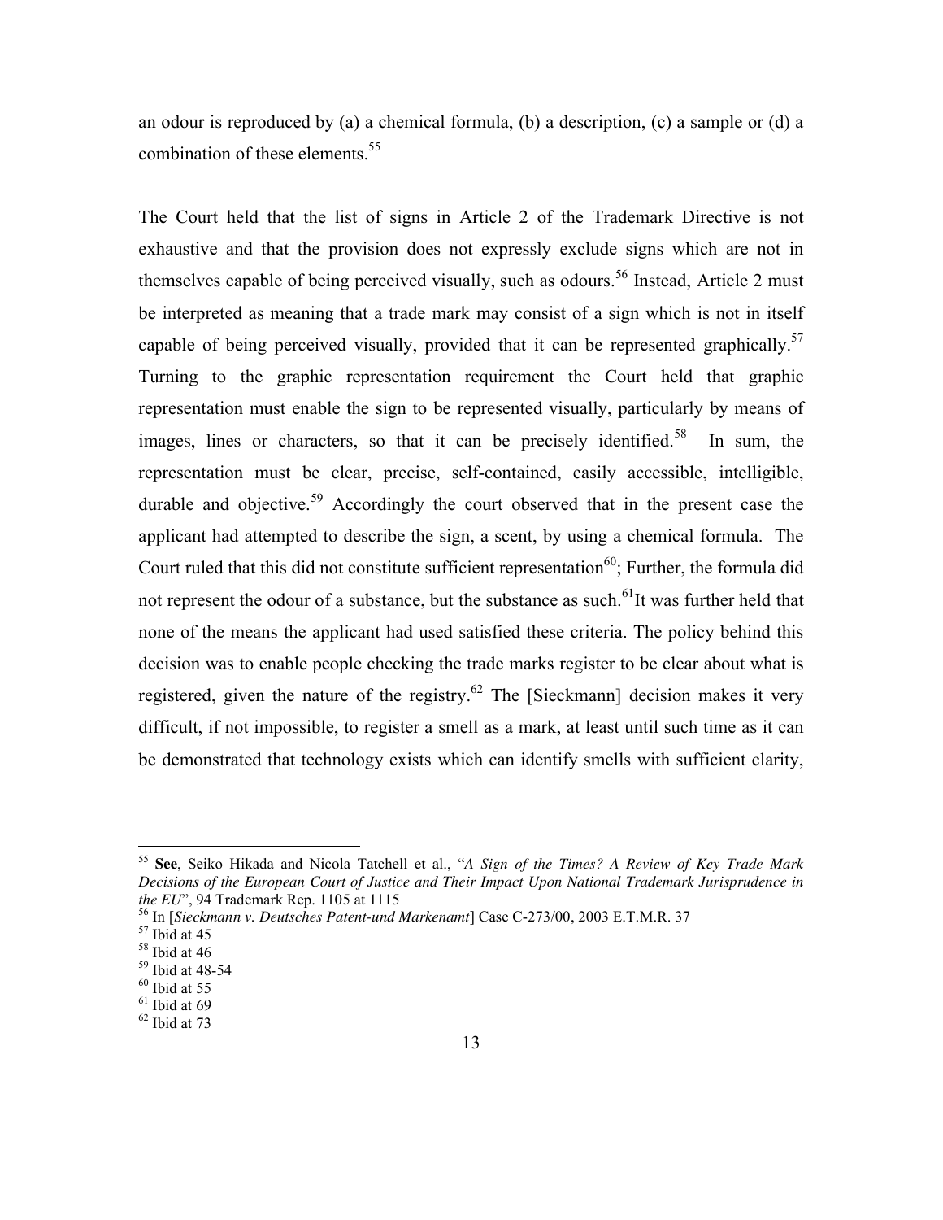an odour is reproduced by (a) a chemical formula, (b) a description, (c) a sample or (d) a combination of these elements.[55]

The Court held that the list of signs in Article 2 of the Trademark Directive is not exhaustive and that the provision does not expressly exclude signs which are not in themselves capable of being perceived visually, such as odours.[56] Instead, Article 2 must be interpreted as meaning that a trade mark may consist of a sign which is not in itself capable of being perceived visually, provided that it can be represented graphically.[57] Turning to the graphic representation requirement the Court held that graphic representation must enable the sign to be represented visually, particularly by means of images, lines or characters, so that it can be precisely identified.[58] In sum, the representation must be clear, precise, self-contained, easily accessible, intelligible, durable and objective.[59] Accordingly the court observed that in the present case the applicant had attempted to describe the sign, a scent, by using a chemical formula. The Court ruled that this did not constitute sufficient representation[60]; Further, the formula did not represent the odour of a substance, but the substance as such.[61]It was further held that none of the means the applicant had used satisfied these criteria. The policy behind this decision was to enable people checking the trade marks register to be clear about what is registered, given the nature of the registry.[62] The [Sieckmann] decision makes it very difficult, if not impossible, to register a smell as a mark, at least until such time as it can be demonstrated that technology exists which can identify smells with sufficient clarity,

---

[55] **See**, Seiko Hikada and Nicola Tatchell et al., "*A Sign of the Times? A Review of Key Trade Mark Decisions of the European Court of Justice and Their Impact Upon National Trademark Jurisprudence in the EU*", 94 Trademark Rep. 1105 at 1115

[56] In [*Sieckmann v. Deutsches Patent-und Markenamt*] Case C-273/00, 2003 E.T.M.R. 37

[57] Ibid at 45

[58] Ibid at 46

[59] Ibid at 48-54

[60] Ibid at 55

[61] Ibid at 69

[62] Ibid at 73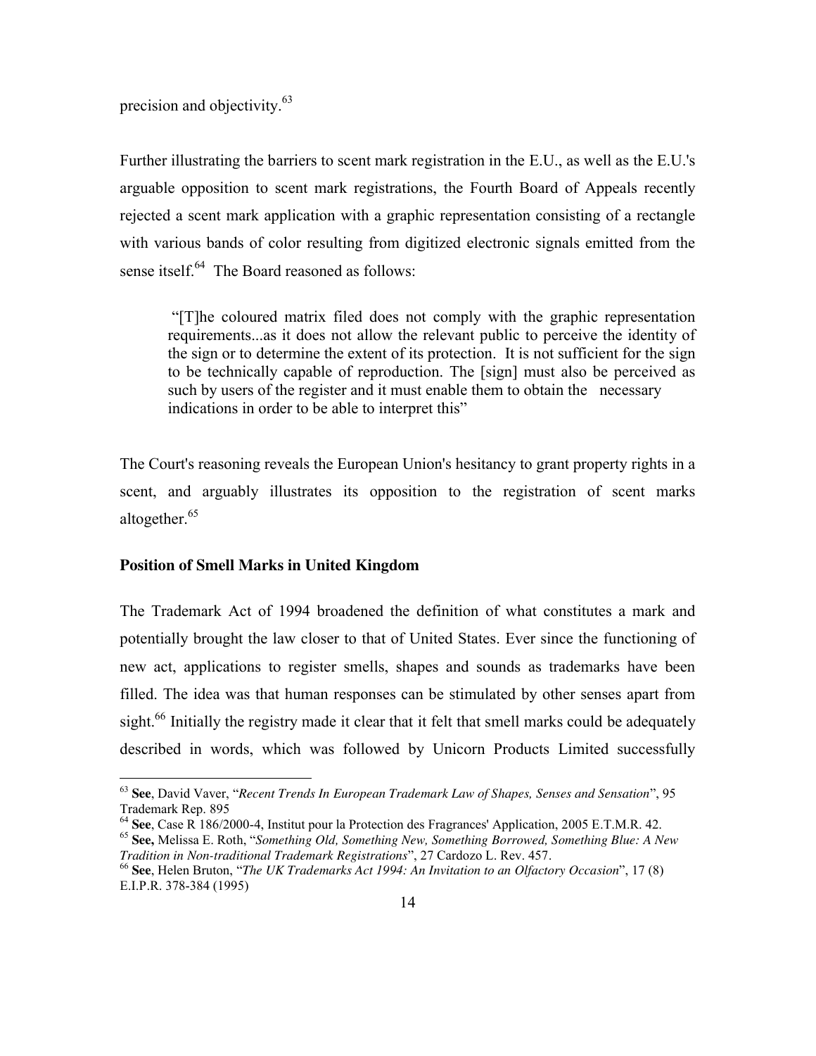precision and objectivity.[63]

Further illustrating the barriers to scent mark registration in the E.U., as well as the E.U.'s arguable opposition to scent mark registrations, the Fourth Board of Appeals recently rejected a scent mark application with a graphic representation consisting of a rectangle with various bands of color resulting from digitized electronic signals emitted from the sense itself.[64] The Board reasoned as follows:

> "[T]he coloured matrix filed does not comply with the graphic representation requirements...as it does not allow the relevant public to perceive the identity of the sign or to determine the extent of its protection. It is not sufficient for the sign to be technically capable of reproduction. The [sign] must also be perceived as such by users of the register and it must enable them to obtain the necessary indications in order to be able to interpret this"

The Court's reasoning reveals the European Union's hesitancy to grant property rights in a scent, and arguably illustrates its opposition to the registration of scent marks altogether.[65]

**Position of Smell Marks in United Kingdom**

The Trademark Act of 1994 broadened the definition of what constitutes a mark and potentially brought the law closer to that of United States. Ever since the functioning of new act, applications to register smells, shapes and sounds as trademarks have been filled. The idea was that human responses can be stimulated by other senses apart from sight.[66] Initially the registry made it clear that it felt that smell marks could be adequately described in words, which was followed by Unicorn Products Limited successfully

---

[63] **See**, David Vaver, "*Recent Trends In European Trademark Law of Shapes, Senses and Sensation*", 95 Trademark Rep. 895

[64] **See**, Case R 186/2000-4, Institut pour la Protection des Fragrances' Application, 2005 E.T.M.R. 42.

[65] **See,** Melissa E. Roth, "*Something Old, Something New, Something Borrowed, Something Blue: A New Tradition in Non-traditional Trademark Registrations*", 27 Cardozo L. Rev. 457.

[66] **See**, Helen Bruton, "*The UK Trademarks Act 1994: An Invitation to an Olfactory Occasion*", 17 (8) E.I.P.R. 378-384 (1995)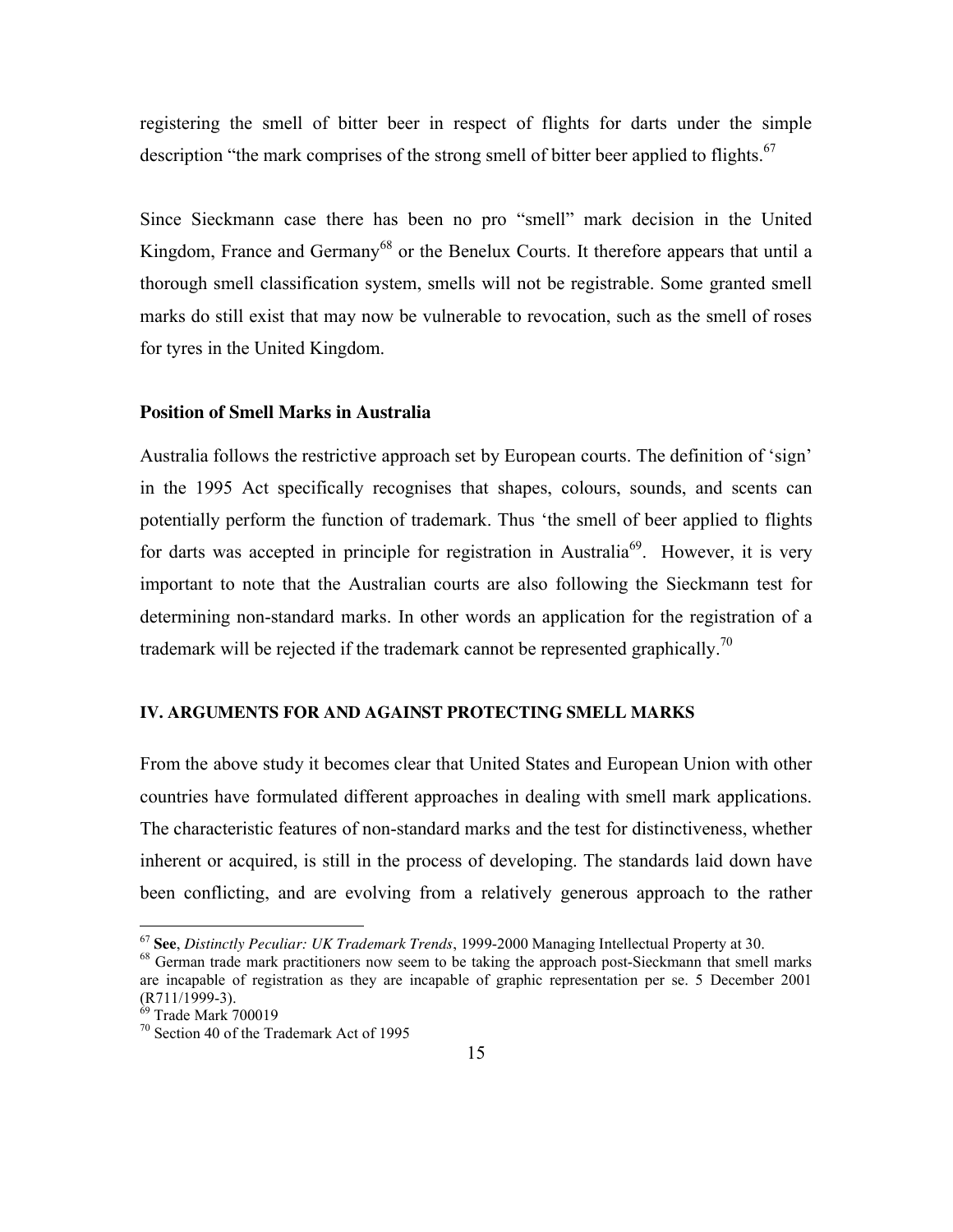registering the smell of bitter beer in respect of flights for darts under the simple description "the mark comprises of the strong smell of bitter beer applied to flights.[67]

Since Sieckmann case there has been no pro "smell" mark decision in the United Kingdom, France and Germany[68] or the Benelux Courts. It therefore appears that until a thorough smell classification system, smells will not be registrable. Some granted smell marks do still exist that may now be vulnerable to revocation, such as the smell of roses for tyres in the United Kingdom.

### Position of Smell Marks in Australia

Australia follows the restrictive approach set by European courts. The definition of 'sign' in the 1995 Act specifically recognises that shapes, colours, sounds, and scents can potentially perform the function of trademark. Thus 'the smell of beer applied to flights for darts was accepted in principle for registration in Australia[69]. However, it is very important to note that the Australian courts are also following the Sieckmann test for determining non-standard marks. In other words an application for the registration of a trademark will be rejected if the trademark cannot be represented graphically.[70]

## IV. ARGUMENTS FOR AND AGAINST PROTECTING SMELL MARKS

From the above study it becomes clear that United States and European Union with other countries have formulated different approaches in dealing with smell mark applications. The characteristic features of non-standard marks and the test for distinctiveness, whether inherent or acquired, is still in the process of developing. The standards laid down have been conflicting, and are evolving from a relatively generous approach to the rather

---

[67] **See**, *Distinctly Peculiar: UK Trademark Trends*, 1999-2000 Managing Intellectual Property at 30.

[68] German trade mark practitioners now seem to be taking the approach post-Sieckmann that smell marks are incapable of registration as they are incapable of graphic representation per se. 5 December 2001 (R711/1999-3).

[69] Trade Mark 700019

[70] Section 40 of the Trademark Act of 1995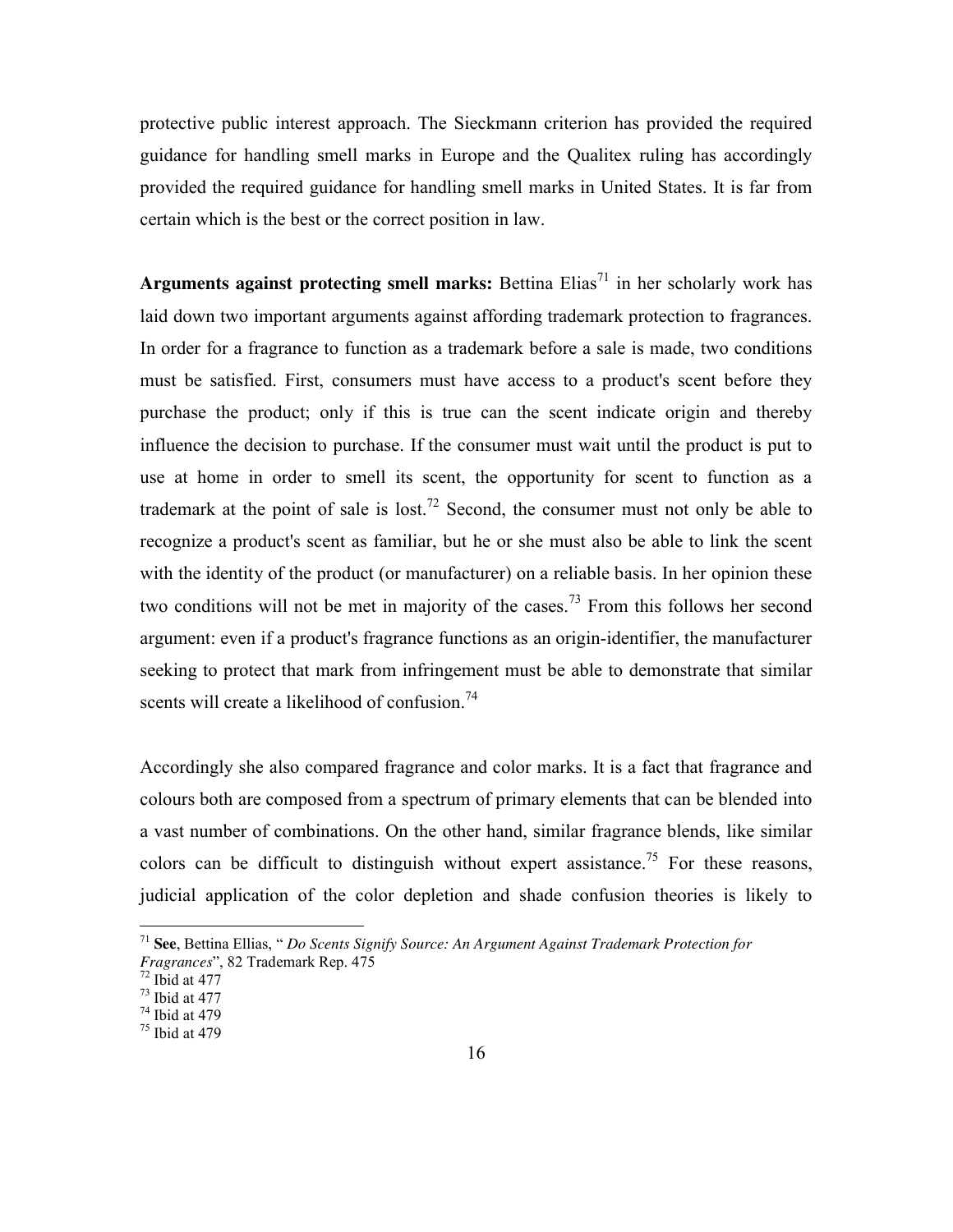protective public interest approach. The Sieckmann criterion has provided the required guidance for handling smell marks in Europe and the Qualitex ruling has accordingly provided the required guidance for handling smell marks in United States. It is far from certain which is the best or the correct position in law.

**Arguments against protecting smell marks:** Bettina Elias[71] in her scholarly work has laid down two important arguments against affording trademark protection to fragrances. In order for a fragrance to function as a trademark before a sale is made, two conditions must be satisfied. First, consumers must have access to a product's scent before they purchase the product; only if this is true can the scent indicate origin and thereby influence the decision to purchase. If the consumer must wait until the product is put to use at home in order to smell its scent, the opportunity for scent to function as a trademark at the point of sale is lost.[72] Second, the consumer must not only be able to recognize a product's scent as familiar, but he or she must also be able to link the scent with the identity of the product (or manufacturer) on a reliable basis. In her opinion these two conditions will not be met in majority of the cases.[73] From this follows her second argument: even if a product's fragrance functions as an origin-identifier, the manufacturer seeking to protect that mark from infringement must be able to demonstrate that similar scents will create a likelihood of confusion.[74]

Accordingly she also compared fragrance and color marks. It is a fact that fragrance and colours both are composed from a spectrum of primary elements that can be blended into a vast number of combinations. On the other hand, similar fragrance blends, like similar colors can be difficult to distinguish without expert assistance.[75] For these reasons, judicial application of the color depletion and shade confusion theories is likely to

---

[71] **See**, Bettina Ellias, " *Do Scents Signify Source: An Argument Against Trademark Protection for Fragrances*", 82 Trademark Rep. 475

[72] Ibid at 477

[73] Ibid at 477

[74] Ibid at 479

[75] Ibid at 479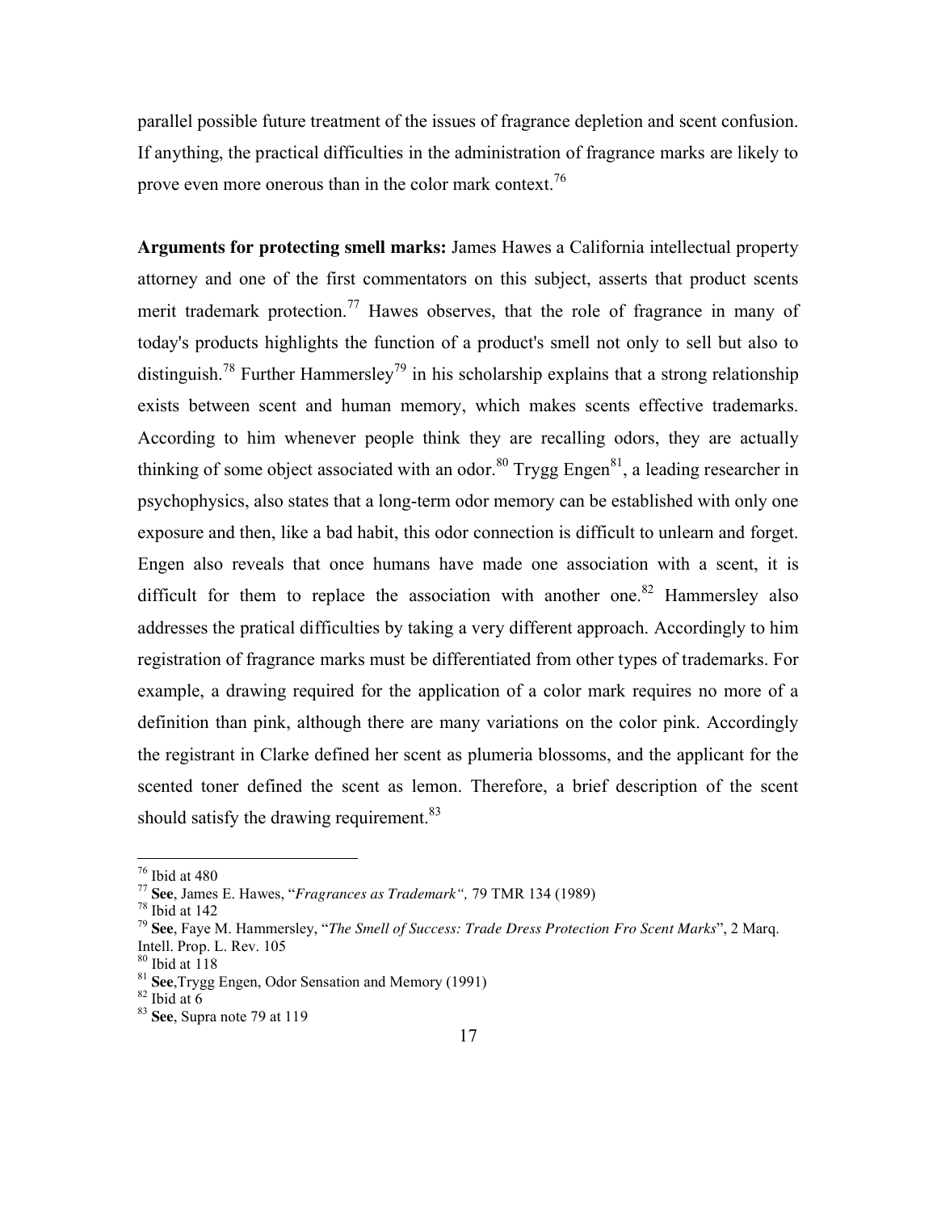parallel possible future treatment of the issues of fragrance depletion and scent confusion. If anything, the practical difficulties in the administration of fragrance marks are likely to prove even more onerous than in the color mark context.[76]

**Arguments for protecting smell marks:** James Hawes a California intellectual property attorney and one of the first commentators on this subject, asserts that product scents merit trademark protection.[77] Hawes observes, that the role of fragrance in many of today's products highlights the function of a product's smell not only to sell but also to distinguish.[78] Further Hammersley[79] in his scholarship explains that a strong relationship exists between scent and human memory, which makes scents effective trademarks. According to him whenever people think they are recalling odors, they are actually thinking of some object associated with an odor.[80] Trygg Engen[81], a leading researcher in psychophysics, also states that a long-term odor memory can be established with only one exposure and then, like a bad habit, this odor connection is difficult to unlearn and forget. Engen also reveals that once humans have made one association with a scent, it is difficult for them to replace the association with another one.[82] Hammersley also addresses the pratical difficulties by taking a very different approach. Accordingly to him registration of fragrance marks must be differentiated from other types of trademarks. For example, a drawing required for the application of a color mark requires no more of a definition than pink, although there are many variations on the color pink. Accordingly the registrant in Clarke defined her scent as plumeria blossoms, and the applicant for the scented toner defined the scent as lemon. Therefore, a brief description of the scent should satisfy the drawing requirement.[83]

---

[76] Ibid at 480

[77] **See**, James E. Hawes, "*Fragrances as Trademark",* 79 TMR 134 (1989)

[78] Ibid at 142

[79] **See**, Faye M. Hammersley, "*The Smell of Success: Trade Dress Protection Fro Scent Marks*", 2 Marq. Intell. Prop. L. Rev. 105

[80] Ibid at 118

[81] **See**,Trygg Engen, Odor Sensation and Memory (1991)

[82] Ibid at 6

[83] **See**, Supra note 79 at 119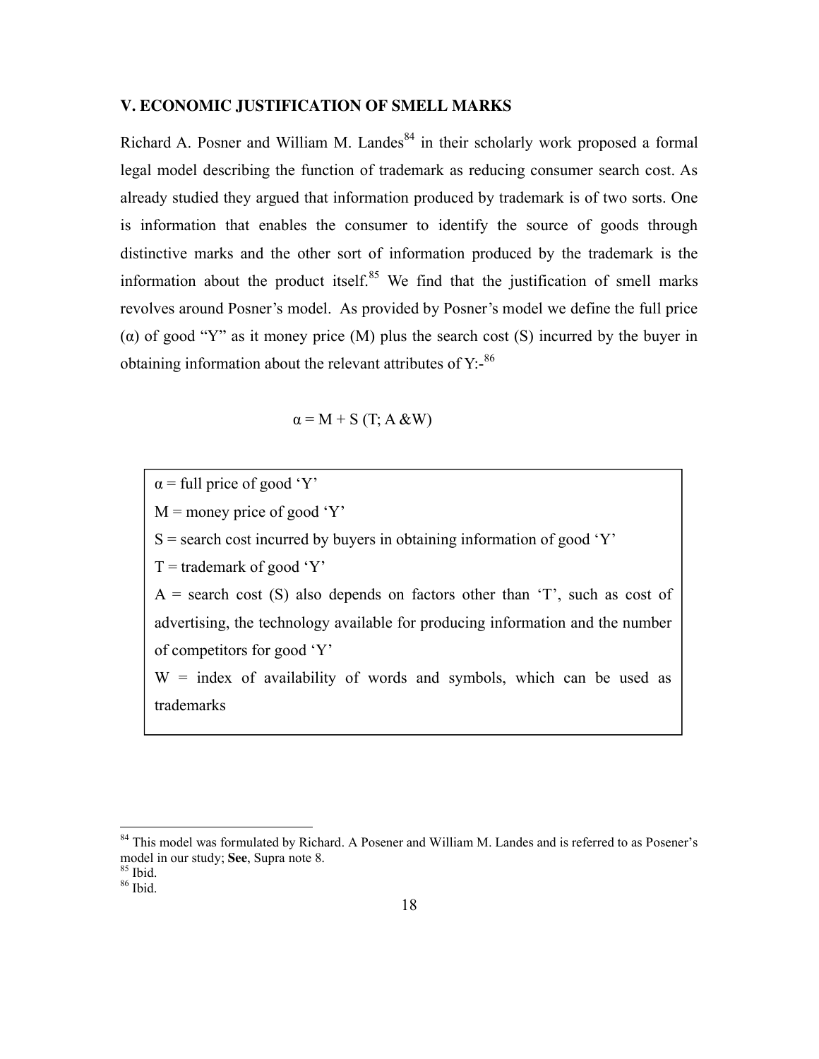## V. ECONOMIC JUSTIFICATION OF SMELL MARKS

Richard A. Posner and William M. Landes[84] in their scholarly work proposed a formal legal model describing the function of trademark as reducing consumer search cost. As already studied they argued that information produced by trademark is of two sorts. One is information that enables the consumer to identify the source of goods through distinctive marks and the other sort of information produced by the trademark is the information about the product itself.[85] We find that the justification of smell marks revolves around Posner's model. As provided by Posner's model we define the full price ($\alpha$) of good "Y" as it money price (M) plus the search cost (S) incurred by the buyer in obtaining information about the relevant attributes of Y:-[86]

$$\alpha = M + S\ (T;\ A\ \&W)$$

| |
|---|
| $\alpha$ = full price of good 'Y' |
| M = money price of good 'Y' |
| S = search cost incurred by buyers in obtaining information of good 'Y' |
| T = trademark of good 'Y' |
| A = search cost (S) also depends on factors other than 'T', such as cost of advertising, the technology available for producing information and the number of competitors for good 'Y' |
| W = index of availability of words and symbols, which can be used as trademarks |

---

[84] This model was formulated by Richard. A Posener and William M. Landes and is referred to as Posener's model in our study; **See**, Supra note 8.

[85] Ibid.

[86] Ibid.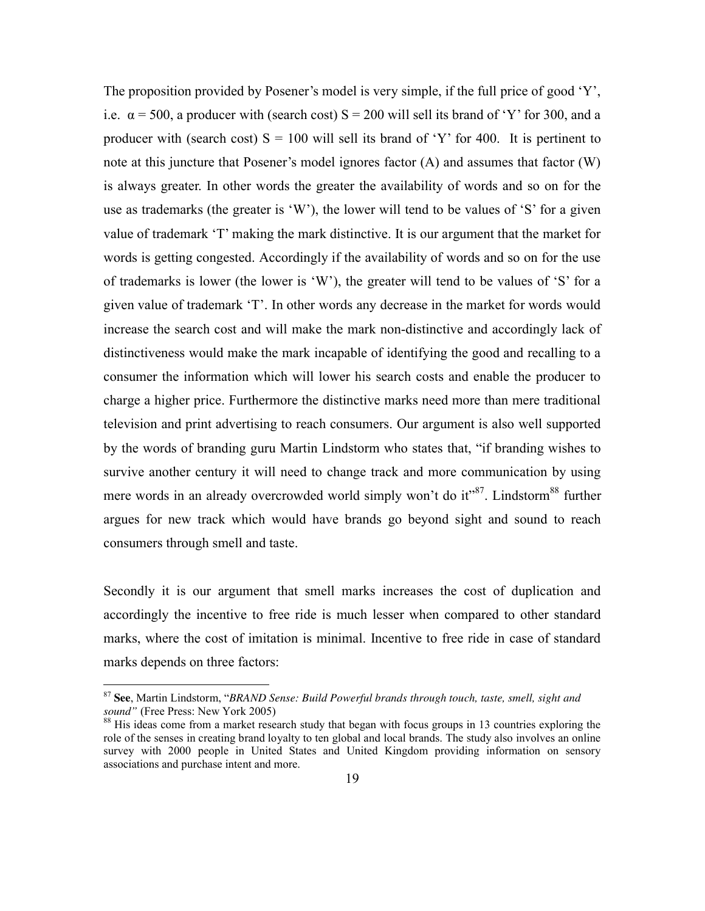The proposition provided by Posener's model is very simple, if the full price of good 'Y', i.e. $\alpha = 500$, a producer with (search cost) $S = 200$ will sell its brand of 'Y' for 300, and a producer with (search cost) $S = 100$ will sell its brand of 'Y' for 400. It is pertinent to note at this juncture that Posener's model ignores factor (A) and assumes that factor (W) is always greater. In other words the greater the availability of words and so on for the use as trademarks (the greater is 'W'), the lower will tend to be values of 'S' for a given value of trademark 'T' making the mark distinctive. It is our argument that the market for words is getting congested. Accordingly if the availability of words and so on for the use of trademarks is lower (the lower is 'W'), the greater will tend to be values of 'S' for a given value of trademark 'T'. In other words any decrease in the market for words would increase the search cost and will make the mark non-distinctive and accordingly lack of distinctiveness would make the mark incapable of identifying the good and recalling to a consumer the information which will lower his search costs and enable the producer to charge a higher price. Furthermore the distinctive marks need more than mere traditional television and print advertising to reach consumers. Our argument is also well supported by the words of branding guru Martin Lindstorm who states that, "if branding wishes to survive another century it will need to change track and more communication by using mere words in an already overcrowded world simply won't do it"[87]. Lindstorm[88] further argues for new track which would have brands go beyond sight and sound to reach consumers through smell and taste.

Secondly it is our argument that smell marks increases the cost of duplication and accordingly the incentive to free ride is much lesser when compared to other standard marks, where the cost of imitation is minimal. Incentive to free ride in case of standard marks depends on three factors:

---

[87] **See**, Martin Lindstorm, "*BRAND Sense: Build Powerful brands through touch, taste, smell, sight and sound"* (Free Press: New York 2005)

[88] His ideas come from a market research study that began with focus groups in 13 countries exploring the role of the senses in creating brand loyalty to ten global and local brands. The study also involves an online survey with 2000 people in United States and United Kingdom providing information on sensory associations and purchase intent and more.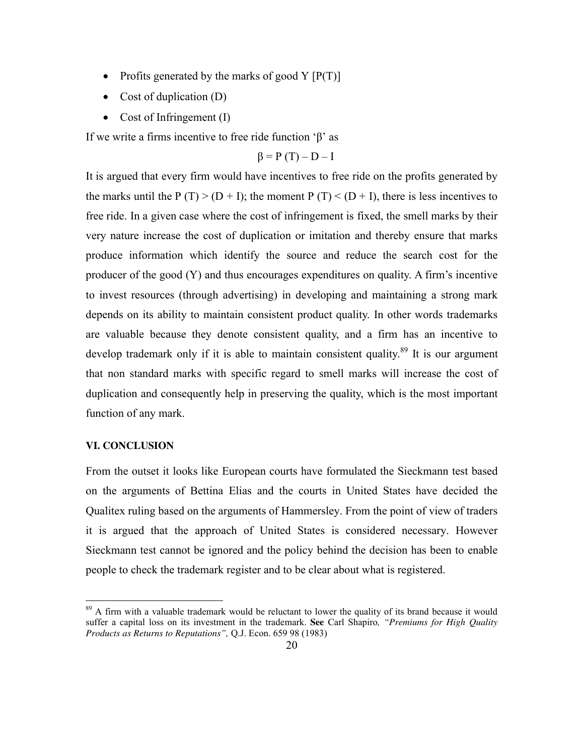- Profits generated by the marks of good Y [P(T)]
- Cost of duplication (D)
- Cost of Infringement (I)

If we write a firms incentive to free ride function 'β' as

$$\beta = P(T) - D - I$$

It is argued that every firm would have incentives to free ride on the profits generated by the marks until the $P(T) > (D + I)$; the moment $P(T) < (D + I)$, there is less incentives to free ride. In a given case where the cost of infringement is fixed, the smell marks by their very nature increase the cost of duplication or imitation and thereby ensure that marks produce information which identify the source and reduce the search cost for the producer of the good (Y) and thus encourages expenditures on quality. A firm's incentive to invest resources (through advertising) in developing and maintaining a strong mark depends on its ability to maintain consistent product quality. In other words trademarks are valuable because they denote consistent quality, and a firm has an incentive to develop trademark only if it is able to maintain consistent quality.[89] It is our argument that non standard marks with specific regard to smell marks will increase the cost of duplication and consequently help in preserving the quality, which is the most important function of any mark.

## VI. CONCLUSION

From the outset it looks like European courts have formulated the Sieckmann test based on the arguments of Bettina Elias and the courts in United States have decided the Qualitex ruling based on the arguments of Hammersley. From the point of view of traders it is argued that the approach of United States is considered necessary. However Sieckmann test cannot be ignored and the policy behind the decision has been to enable people to check the trademark register and to be clear about what is registered.

---

[89] A firm with a valuable trademark would be reluctant to lower the quality of its brand because it would suffer a capital loss on its investment in the trademark. **See** Carl Shapiro*, "Premiums for High Quality Products as Returns to Reputations",* Q.J. Econ. 659 98 (1983)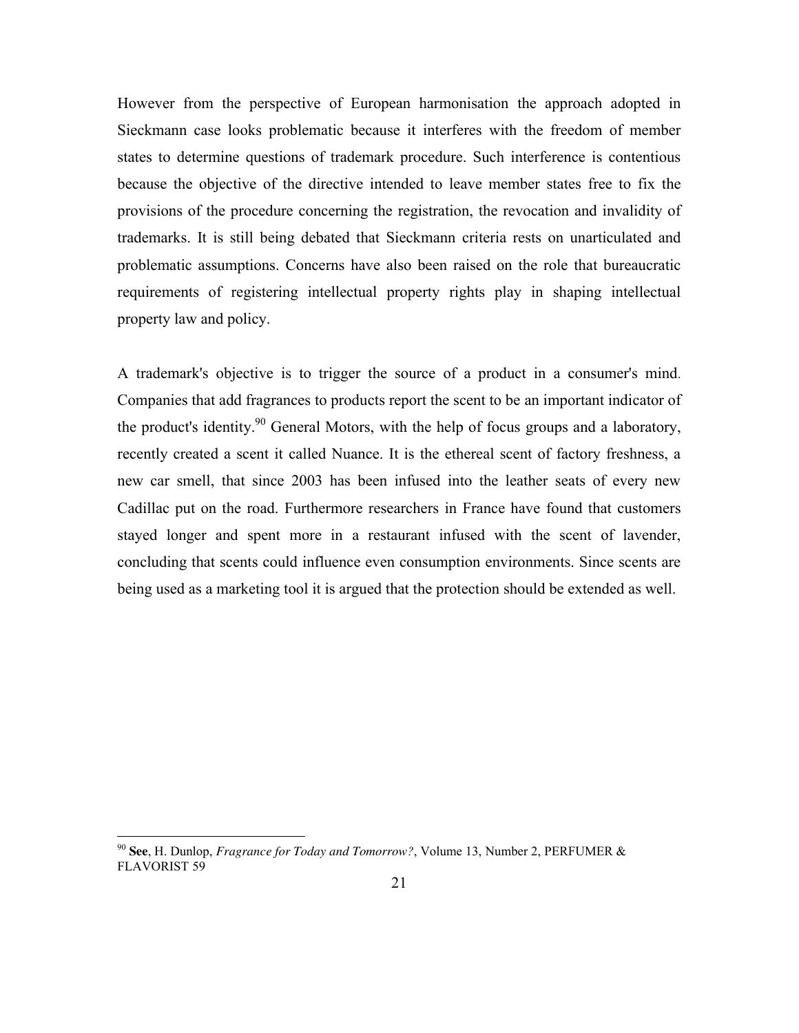However from the perspective of European harmonisation the approach adopted in Sieckmann case looks problematic because it interferes with the freedom of member states to determine questions of trademark procedure. Such interference is contentious because the objective of the directive intended to leave member states free to fix the provisions of the procedure concerning the registration, the revocation and invalidity of trademarks. It is still being debated that Sieckmann criteria rests on unarticulated and problematic assumptions. Concerns have also been raised on the role that bureaucratic requirements of registering intellectual property rights play in shaping intellectual property law and policy.

A trademark's objective is to trigger the source of a product in a consumer's mind. Companies that add fragrances to products report the scent to be an important indicator of the product's identity.[90] General Motors, with the help of focus groups and a laboratory, recently created a scent it called Nuance. It is the ethereal scent of factory freshness, a new car smell, that since 2003 has been infused into the leather seats of every new Cadillac put on the road. Furthermore researchers in France have found that customers stayed longer and spent more in a restaurant infused with the scent of lavender, concluding that scents could influence even consumption environments. Since scents are being used as a marketing tool it is argued that the protection should be extended as well.

---

[90] **See**, H. Dunlop, *Fragrance for Today and Tomorrow?*, Volume 13, Number 2, PERFUMER & FLAVORIST 59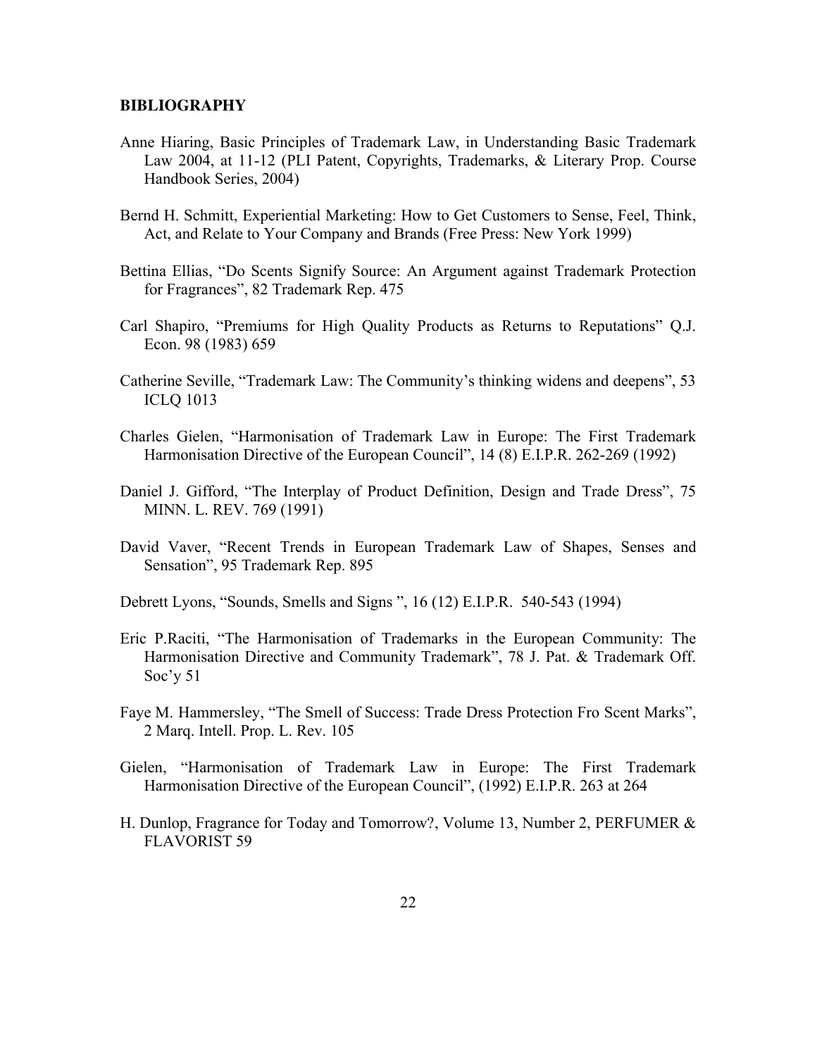**BIBLIOGRAPHY**

Anne Hiaring, Basic Principles of Trademark Law, in Understanding Basic Trademark Law 2004, at 11-12 (PLI Patent, Copyrights, Trademarks, & Literary Prop. Course Handbook Series, 2004)

Bernd H. Schmitt, Experiential Marketing: How to Get Customers to Sense, Feel, Think, Act, and Relate to Your Company and Brands (Free Press: New York 1999)

Bettina Ellias, "Do Scents Signify Source: An Argument against Trademark Protection for Fragrances", 82 Trademark Rep. 475

Carl Shapiro, "Premiums for High Quality Products as Returns to Reputations" Q.J. Econ. 98 (1983) 659

Catherine Seville, "Trademark Law: The Community's thinking widens and deepens", 53 ICLQ 1013

Charles Gielen, "Harmonisation of Trademark Law in Europe: The First Trademark Harmonisation Directive of the European Council", 14 (8) E.I.P.R. 262-269 (1992)

Daniel J. Gifford, "The Interplay of Product Definition, Design and Trade Dress", 75 MINN. L. REV. 769 (1991)

David Vaver, "Recent Trends in European Trademark Law of Shapes, Senses and Sensation", 95 Trademark Rep. 895

Debrett Lyons, "Sounds, Smells and Signs ", 16 (12) E.I.P.R. 540-543 (1994)

Eric P.Raciti, "The Harmonisation of Trademarks in the European Community: The Harmonisation Directive and Community Trademark", 78 J. Pat. & Trademark Off. Soc'y 51

Faye M. Hammersley, "The Smell of Success: Trade Dress Protection Fro Scent Marks", 2 Marq. Intell. Prop. L. Rev. 105

Gielen, "Harmonisation of Trademark Law in Europe: The First Trademark Harmonisation Directive of the European Council", (1992) E.I.P.R. 263 at 264

H. Dunlop, Fragrance for Today and Tomorrow?, Volume 13, Number 2, PERFUMER & FLAVORIST 59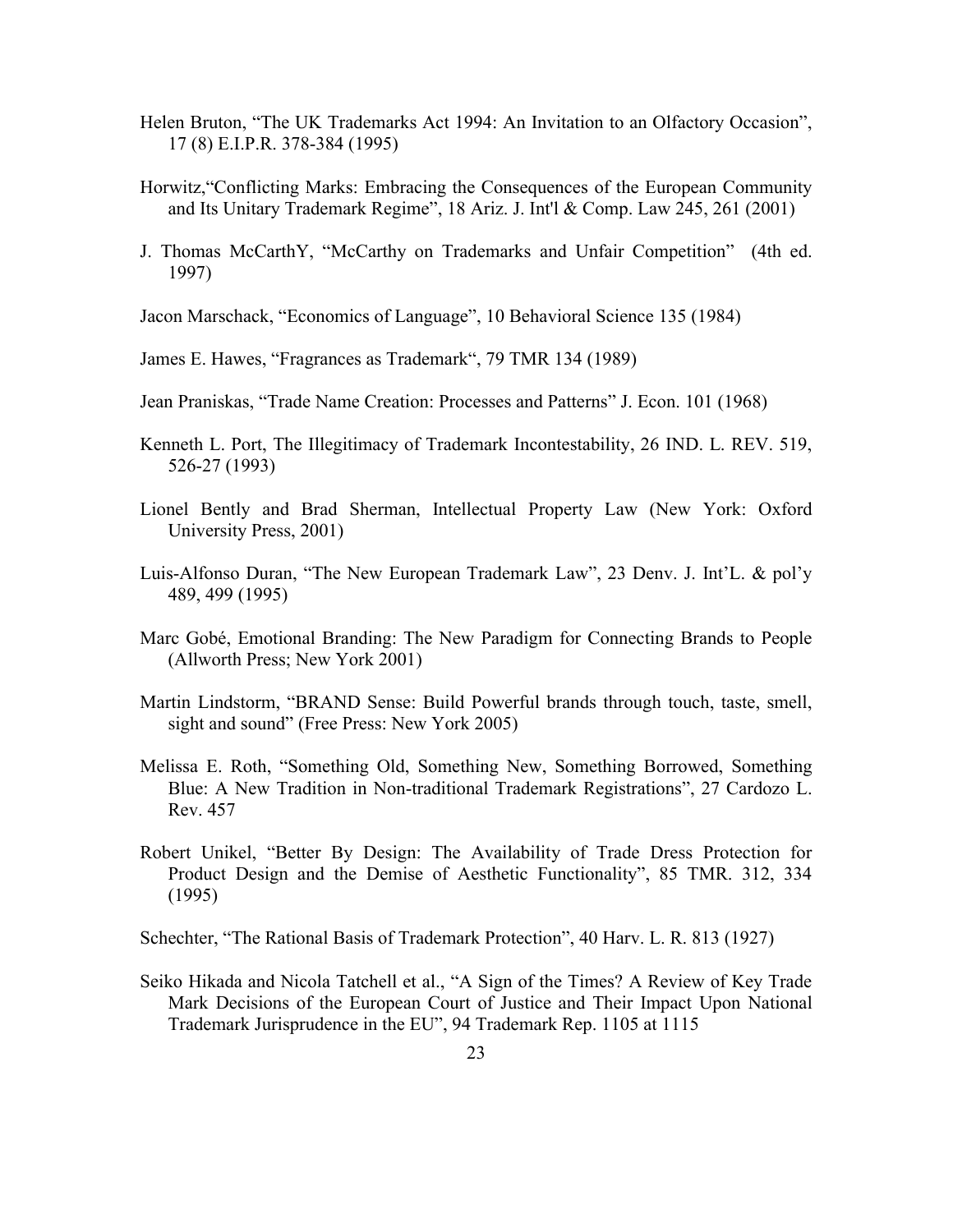Helen Bruton, "The UK Trademarks Act 1994: An Invitation to an Olfactory Occasion", 17 (8) E.I.P.R. 378-384 (1995)

Horwitz,"Conflicting Marks: Embracing the Consequences of the European Community and Its Unitary Trademark Regime", 18 Ariz. J. Int'l & Comp. Law 245, 261 (2001)

J. Thomas McCarthY, "McCarthy on Trademarks and Unfair Competition" (4th ed. 1997)

Jacon Marschack, "Economics of Language", 10 Behavioral Science 135 (1984)

James E. Hawes, "Fragrances as Trademark", 79 TMR 134 (1989)

Jean Praniskas, "Trade Name Creation: Processes and Patterns" J. Econ. 101 (1968)

Kenneth L. Port, The Illegitimacy of Trademark Incontestability, 26 IND. L. REV. 519, 526-27 (1993)

Lionel Bently and Brad Sherman, Intellectual Property Law (New York: Oxford University Press, 2001)

Luis-Alfonso Duran, "The New European Trademark Law", 23 Denv. J. Int'L. & pol'y 489, 499 (1995)

Marc Gobé, Emotional Branding: The New Paradigm for Connecting Brands to People (Allworth Press; New York 2001)

Martin Lindstorm, "BRAND Sense: Build Powerful brands through touch, taste, smell, sight and sound" (Free Press: New York 2005)

Melissa E. Roth, "Something Old, Something New, Something Borrowed, Something Blue: A New Tradition in Non-traditional Trademark Registrations", 27 Cardozo L. Rev. 457

Robert Unikel, "Better By Design: The Availability of Trade Dress Protection for Product Design and the Demise of Aesthetic Functionality", 85 TMR. 312, 334 (1995)

Schechter, "The Rational Basis of Trademark Protection", 40 Harv. L. R. 813 (1927)

Seiko Hikada and Nicola Tatchell et al., "A Sign of the Times? A Review of Key Trade Mark Decisions of the European Court of Justice and Their Impact Upon National Trademark Jurisprudence in the EU", 94 Trademark Rep. 1105 at 1115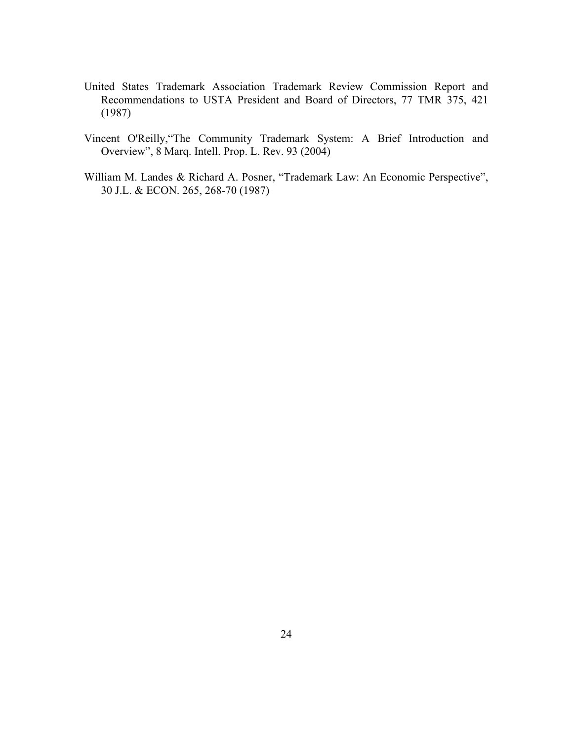United States Trademark Association Trademark Review Commission Report and Recommendations to USTA President and Board of Directors, 77 TMR 375, 421 (1987)

Vincent O'Reilly,"The Community Trademark System: A Brief Introduction and Overview", 8 Marq. Intell. Prop. L. Rev. 93 (2004)

William M. Landes & Richard A. Posner, "Trademark Law: An Economic Perspective", 30 J.L. & ECON. 265, 268-70 (1987)